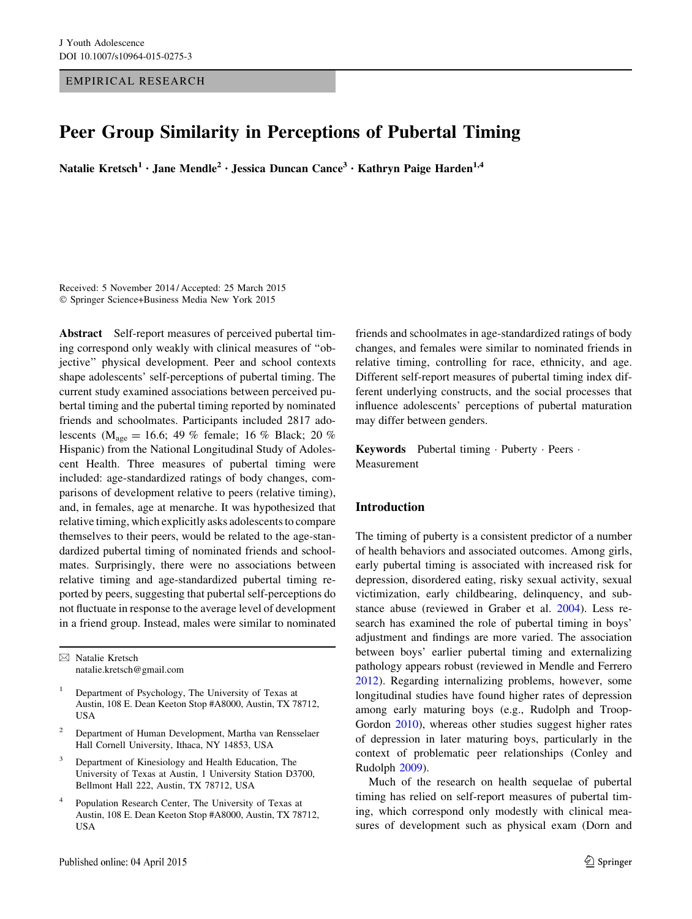EMPIRICAL RESEARCH

# Peer Group Similarity in Perceptions of Pubertal Timing

**Natalie Kretsch[1] · Jane Mendle[2] · Jessica Duncan Cance[3] · Kathryn Paige Harden[1,4]**

Received: 5 November 2014 / Accepted: 25 March 2015
© Springer Science+Business Media New York 2015

**Abstract** Self-report measures of perceived pubertal timing correspond only weakly with clinical measures of "objective" physical development. Peer and school contexts shape adolescents' self-perceptions of pubertal timing. The current study examined associations between perceived pubertal timing and the pubertal timing reported by nominated friends and schoolmates. Participants included 2817 adolescents ($M_{age} = 16.6$; 49 % female; 16 % Black; 20 % Hispanic) from the National Longitudinal Study of Adolescent Health. Three measures of pubertal timing were included: age-standardized ratings of body changes, comparisons of development relative to peers (relative timing), and, in females, age at menarche. It was hypothesized that relative timing, which explicitly asks adolescents to compare themselves to their peers, would be related to the age-standardized pubertal timing of nominated friends and schoolmates. Surprisingly, there were no associations between relative timing and age-standardized pubertal timing reported by peers, suggesting that pubertal self-perceptions do not fluctuate in response to the average level of development in a friend group. Instead, males were similar to nominated friends and schoolmates in age-standardized ratings of body changes, and females were similar to nominated friends in relative timing, controlling for race, ethnicity, and age. Different self-report measures of pubertal timing index different underlying constructs, and the social processes that influence adolescents' perceptions of pubertal maturation may differ between genders.

**Keywords** Pubertal timing · Puberty · Peers · Measurement

✉ Natalie Kretsch
natalie.kretsch@gmail.com

[1] Department of Psychology, The University of Texas at Austin, 108 E. Dean Keeton Stop #A8000, Austin, TX 78712, USA

[2] Department of Human Development, Martha van Rensselaer Hall Cornell University, Ithaca, NY 14853, USA

[3] Department of Kinesiology and Health Education, The University of Texas at Austin, 1 University Station D3700, Bellmont Hall 222, Austin, TX 78712, USA

[4] Population Research Center, The University of Texas at Austin, 108 E. Dean Keeton Stop #A8000, Austin, TX 78712, USA

## Introduction

The timing of puberty is a consistent predictor of a number of health behaviors and associated outcomes. Among girls, early pubertal timing is associated with increased risk for depression, disordered eating, risky sexual activity, sexual victimization, early childbearing, delinquency, and substance abuse (reviewed in Graber et al. 2004). Less research has examined the role of pubertal timing in boys' adjustment and findings are more varied. The association between boys' earlier pubertal timing and externalizing pathology appears robust (reviewed in Mendle and Ferrero 2012). Regarding internalizing problems, however, some longitudinal studies have found higher rates of depression among early maturing boys (e.g., Rudolph and Troop-Gordon 2010), whereas other studies suggest higher rates of depression in later maturing boys, particularly in the context of problematic peer relationships (Conley and Rudolph 2009).

Much of the research on health sequelae of pubertal timing has relied on self-report measures of pubertal timing, which correspond only modestly with clinical measures of development such as physical exam (Dorn and

Published online: 04 April 2015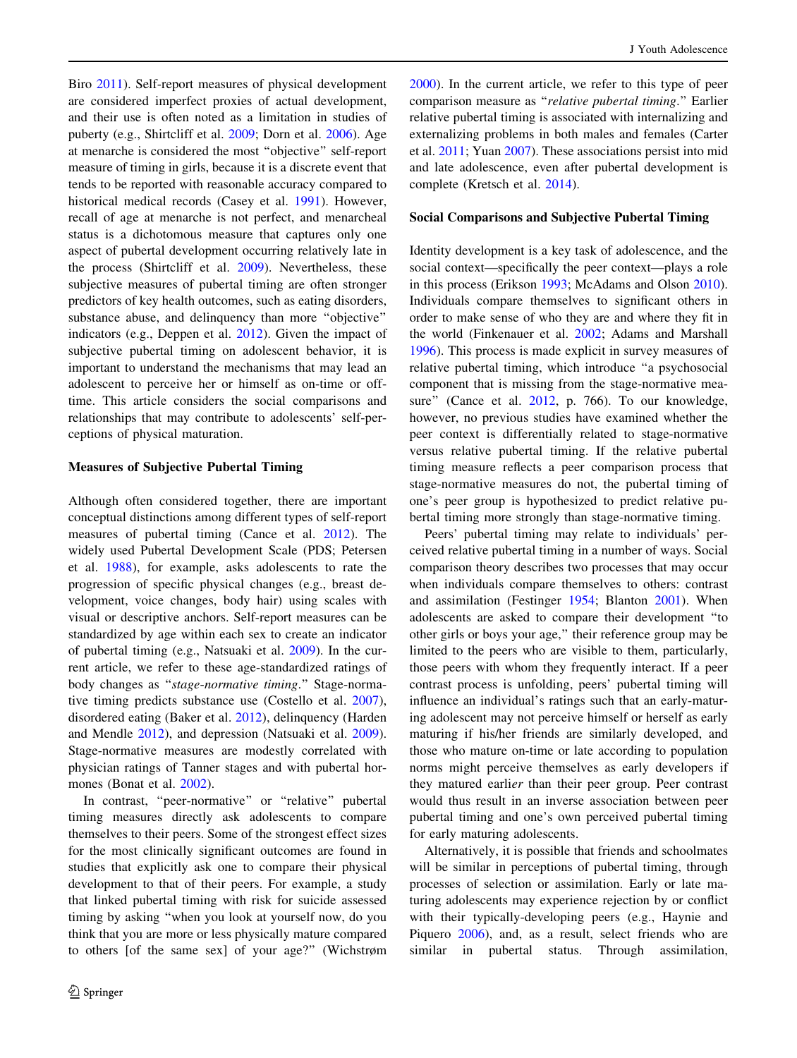Biro 2011). Self-report measures of physical development are considered imperfect proxies of actual development, and their use is often noted as a limitation in studies of puberty (e.g., Shirtcliff et al. 2009; Dorn et al. 2006). Age at menarche is considered the most "objective" self-report measure of timing in girls, because it is a discrete event that tends to be reported with reasonable accuracy compared to historical medical records (Casey et al. 1991). However, recall of age at menarche is not perfect, and menarcheal status is a dichotomous measure that captures only one aspect of pubertal development occurring relatively late in the process (Shirtcliff et al. 2009). Nevertheless, these subjective measures of pubertal timing are often stronger predictors of key health outcomes, such as eating disorders, substance abuse, and delinquency than more "objective" indicators (e.g., Deppen et al. 2012). Given the impact of subjective pubertal timing on adolescent behavior, it is important to understand the mechanisms that may lead an adolescent to perceive her or himself as on-time or off-time. This article considers the social comparisons and relationships that may contribute to adolescents' self-perceptions of physical maturation.

### Measures of Subjective Pubertal Timing

Although often considered together, there are important conceptual distinctions among different types of self-report measures of pubertal timing (Cance et al. 2012). The widely used Pubertal Development Scale (PDS; Petersen et al. 1988), for example, asks adolescents to rate the progression of specific physical changes (e.g., breast development, voice changes, body hair) using scales with visual or descriptive anchors. Self-report measures can be standardized by age within each sex to create an indicator of pubertal timing (e.g., Natsuaki et al. 2009). In the current article, we refer to these age-standardized ratings of body changes as "*stage-normative timing*." Stage-normative timing predicts substance use (Costello et al. 2007), disordered eating (Baker et al. 2012), delinquency (Harden and Mendle 2012), and depression (Natsuaki et al. 2009). Stage-normative measures are modestly correlated with physician ratings of Tanner stages and with pubertal hormones (Bonat et al. 2002).

In contrast, "peer-normative" or "relative" pubertal timing measures directly ask adolescents to compare themselves to their peers. Some of the strongest effect sizes for the most clinically significant outcomes are found in studies that explicitly ask one to compare their physical development to that of their peers. For example, a study that linked pubertal timing with risk for suicide assessed timing by asking "when you look at yourself now, do you think that you are more or less physically mature compared to others [of the same sex] of your age?" (Wichstrøm 2000). In the current article, we refer to this type of peer comparison measure as "*relative pubertal timing*." Earlier relative pubertal timing is associated with internalizing and externalizing problems in both males and females (Carter et al. 2011; Yuan 2007). These associations persist into mid and late adolescence, even after pubertal development is complete (Kretsch et al. 2014).

### Social Comparisons and Subjective Pubertal Timing

Identity development is a key task of adolescence, and the social context—specifically the peer context—plays a role in this process (Erikson 1993; McAdams and Olson 2010). Individuals compare themselves to significant others in order to make sense of who they are and where they fit in the world (Finkenauer et al. 2002; Adams and Marshall 1996). This process is made explicit in survey measures of relative pubertal timing, which introduce "a psychosocial component that is missing from the stage-normative measure" (Cance et al. 2012, p. 766). To our knowledge, however, no previous studies have examined whether the peer context is differentially related to stage-normative versus relative pubertal timing. If the relative pubertal timing measure reflects a peer comparison process that stage-normative measures do not, the pubertal timing of one's peer group is hypothesized to predict relative pubertal timing more strongly than stage-normative timing.

Peers' pubertal timing may relate to individuals' perceived relative pubertal timing in a number of ways. Social comparison theory describes two processes that may occur when individuals compare themselves to others: contrast and assimilation (Festinger 1954; Blanton 2001). When adolescents are asked to compare their development "to other girls or boys your age," their reference group may be limited to the peers who are visible to them, particularly, those peers with whom they frequently interact. If a peer contrast process is unfolding, peers' pubertal timing will influence an individual's ratings such that an early-maturing adolescent may not perceive himself or herself as early maturing if his/her friends are similarly developed, and those who mature on-time or late according to population norms might perceive themselves as early developers if they matured earli*er* than their peer group. Peer contrast would thus result in an inverse association between peer pubertal timing and one's own perceived pubertal timing for early maturing adolescents.

Alternatively, it is possible that friends and schoolmates will be similar in perceptions of pubertal timing, through processes of selection or assimilation. Early or late maturing adolescents may experience rejection by or conflict with their typically-developing peers (e.g., Haynie and Piquero 2006), and, as a result, select friends who are similar in pubertal status. Through assimilation,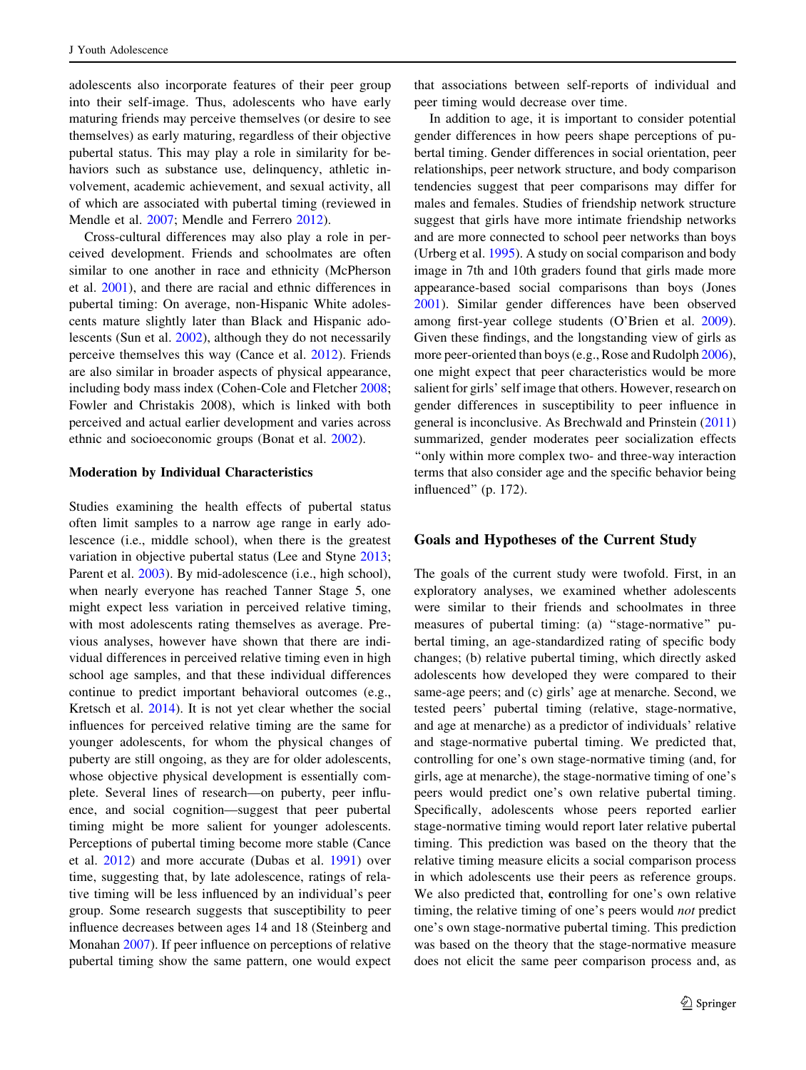adolescents also incorporate features of their peer group into their self-image. Thus, adolescents who have early maturing friends may perceive themselves (or desire to see themselves) as early maturing, regardless of their objective pubertal status. This may play a role in similarity for behaviors such as substance use, delinquency, athletic involvement, academic achievement, and sexual activity, all of which are associated with pubertal timing (reviewed in Mendle et al. 2007; Mendle and Ferrero 2012).

Cross-cultural differences may also play a role in perceived development. Friends and schoolmates are often similar to one another in race and ethnicity (McPherson et al. 2001), and there are racial and ethnic differences in pubertal timing: On average, non-Hispanic White adolescents mature slightly later than Black and Hispanic adolescents (Sun et al. 2002), although they do not necessarily perceive themselves this way (Cance et al. 2012). Friends are also similar in broader aspects of physical appearance, including body mass index (Cohen-Cole and Fletcher 2008; Fowler and Christakis 2008), which is linked with both perceived and actual earlier development and varies across ethnic and socioeconomic groups (Bonat et al. 2002).

### Moderation by Individual Characteristics

Studies examining the health effects of pubertal status often limit samples to a narrow age range in early adolescence (i.e., middle school), when there is the greatest variation in objective pubertal status (Lee and Styne 2013; Parent et al. 2003). By mid-adolescence (i.e., high school), when nearly everyone has reached Tanner Stage 5, one might expect less variation in perceived relative timing, with most adolescents rating themselves as average. Previous analyses, however have shown that there are individual differences in perceived relative timing even in high school age samples, and that these individual differences continue to predict important behavioral outcomes (e.g., Kretsch et al. 2014). It is not yet clear whether the social influences for perceived relative timing are the same for younger adolescents, for whom the physical changes of puberty are still ongoing, as they are for older adolescents, whose objective physical development is essentially complete. Several lines of research—on puberty, peer influence, and social cognition—suggest that peer pubertal timing might be more salient for younger adolescents. Perceptions of pubertal timing become more stable (Cance et al. 2012) and more accurate (Dubas et al. 1991) over time, suggesting that, by late adolescence, ratings of relative timing will be less influenced by an individual's peer group. Some research suggests that susceptibility to peer influence decreases between ages 14 and 18 (Steinberg and Monahan 2007). If peer influence on perceptions of relative pubertal timing show the same pattern, one would expect that associations between self-reports of individual and peer timing would decrease over time.

In addition to age, it is important to consider potential gender differences in how peers shape perceptions of pubertal timing. Gender differences in social orientation, peer relationships, peer network structure, and body comparison tendencies suggest that peer comparisons may differ for males and females. Studies of friendship network structure suggest that girls have more intimate friendship networks and are more connected to school peer networks than boys (Urberg et al. 1995). A study on social comparison and body image in 7th and 10th graders found that girls made more appearance-based social comparisons than boys (Jones 2001). Similar gender differences have been observed among first-year college students (O'Brien et al. 2009). Given these findings, and the longstanding view of girls as more peer-oriented than boys (e.g., Rose and Rudolph 2006), one might expect that peer characteristics would be more salient for girls' self image that others. However, research on gender differences in susceptibility to peer influence in general is inconclusive. As Brechwald and Prinstein (2011) summarized, gender moderates peer socialization effects "only within more complex two- and three-way interaction terms that also consider age and the specific behavior being influenced" (p. 172).

## Goals and Hypotheses of the Current Study

The goals of the current study were twofold. First, in an exploratory analyses, we examined whether adolescents were similar to their friends and schoolmates in three measures of pubertal timing: (a) "stage-normative" pubertal timing, an age-standardized rating of specific body changes; (b) relative pubertal timing, which directly asked adolescents how developed they were compared to their same-age peers; and (c) girls' age at menarche. Second, we tested peers' pubertal timing (relative, stage-normative, and age at menarche) as a predictor of individuals' relative and stage-normative pubertal timing. We predicted that, controlling for one's own stage-normative timing (and, for girls, age at menarche), the stage-normative timing of one's peers would predict one's own relative pubertal timing. Specifically, adolescents whose peers reported earlier stage-normative timing would report later relative pubertal timing. This prediction was based on the theory that the relative timing measure elicits a social comparison process in which adolescents use their peers as reference groups. We also predicted that, **c**ontrolling for one's own relative timing, the relative timing of one's peers would *not* predict one's own stage-normative pubertal timing. This prediction was based on the theory that the stage-normative measure does not elicit the same peer comparison process and, as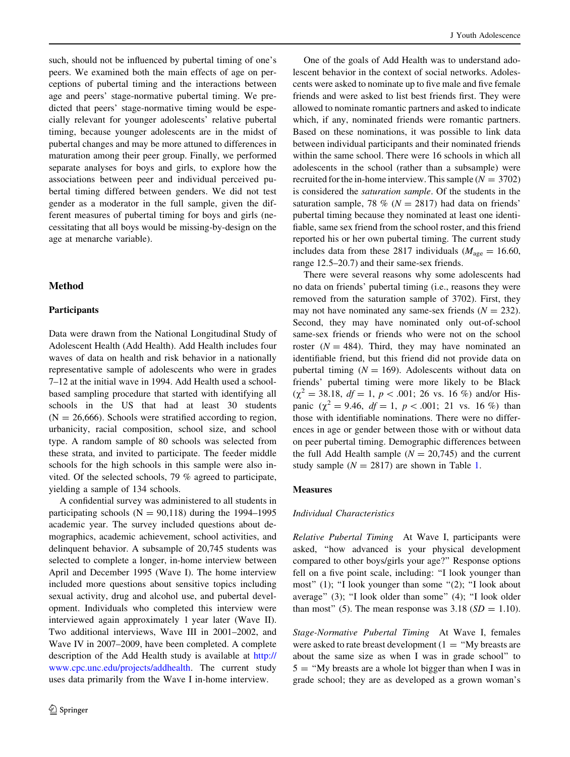such, should not be influenced by pubertal timing of one's peers. We examined both the main effects of age on perceptions of pubertal timing and the interactions between age and peers' stage-normative pubertal timing. We predicted that peers' stage-normative timing would be especially relevant for younger adolescents' relative pubertal timing, because younger adolescents are in the midst of pubertal changes and may be more attuned to differences in maturation among their peer group. Finally, we performed separate analyses for boys and girls, to explore how the associations between peer and individual perceived pubertal timing differed between genders. We did not test gender as a moderator in the full sample, given the different measures of pubertal timing for boys and girls (necessitating that all boys would be missing-by-design on the age at menarche variable).

## Method

### Participants

Data were drawn from the National Longitudinal Study of Adolescent Health (Add Health). Add Health includes four waves of data on health and risk behavior in a nationally representative sample of adolescents who were in grades 7–12 at the initial wave in 1994. Add Health used a school-based sampling procedure that started with identifying all schools in the US that had at least 30 students (N = 26,666). Schools were stratified according to region, urbanicity, racial composition, school size, and school type. A random sample of 80 schools was selected from these strata, and invited to participate. The feeder middle schools for the high schools in this sample were also invited. Of the selected schools, 79 % agreed to participate, yielding a sample of 134 schools.

A confidential survey was administered to all students in participating schools (N = 90,118) during the 1994–1995 academic year. The survey included questions about demographics, academic achievement, school activities, and delinquent behavior. A subsample of 20,745 students was selected to complete a longer, in-home interview between April and December 1995 (Wave I). The home interview included more questions about sensitive topics including sexual activity, drug and alcohol use, and pubertal development. Individuals who completed this interview were interviewed again approximately 1 year later (Wave II). Two additional interviews, Wave III in 2001–2002, and Wave IV in 2007–2009, have been completed. A complete description of the Add Health study is available at http://www.cpc.unc.edu/projects/addhealth. The current study uses data primarily from the Wave I in-home interview.

One of the goals of Add Health was to understand adolescent behavior in the context of social networks. Adolescents were asked to nominate up to five male and five female friends and were asked to list best friends first. They were allowed to nominate romantic partners and asked to indicate which, if any, nominated friends were romantic partners. Based on these nominations, it was possible to link data between individual participants and their nominated friends within the same school. There were 16 schools in which all adolescents in the school (rather than a subsample) were recruited for the in-home interview. This sample ($N = 3702$) is considered the *saturation sample*. Of the students in the saturation sample, 78 % ($N = 2817$) had data on friends' pubertal timing because they nominated at least one identifiable, same sex friend from the school roster, and this friend reported his or her own pubertal timing. The current study includes data from these 2817 individuals ($M_{\text{age}} = 16.60$, range 12.5–20.7) and their same-sex friends.

There were several reasons why some adolescents had no data on friends' pubertal timing (i.e., reasons they were removed from the saturation sample of 3702). First, they may not have nominated any same-sex friends ($N = 232$). Second, they may have nominated only out-of-school same-sex friends or friends who were not on the school roster ($N = 484$). Third, they may have nominated an identifiable friend, but this friend did not provide data on pubertal timing ($N = 169$). Adolescents without data on friends' pubertal timing were more likely to be Black ($\chi^2 = 38.18$, $df = 1$, $p < .001$; 26 vs. 16 %) and/or Hispanic ($\chi^2 = 9.46$, $df = 1$, $p < .001$; 21 vs. 16 %) than those with identifiable nominations. There were no differences in age or gender between those with or without data on peer pubertal timing. Demographic differences between the full Add Health sample ($N = 20,745$) and the current study sample ($N = 2817$) are shown in Table 1.

### Measures

#### *Individual Characteristics*

*Relative Pubertal Timing* At Wave I, participants were asked, "how advanced is your physical development compared to other boys/girls your age?" Response options fell on a five point scale, including: "I look younger than most" (1); "I look younger than some "(2); "I look about average" (3); "I look older than some" (4); "I look older than most" (5). The mean response was 3.18 ($SD = 1.10$).

*Stage-Normative Pubertal Timing* At Wave I, females were asked to rate breast development (1 = "My breasts are about the same size as when I was in grade school" to 5 = "My breasts are a whole lot bigger than when I was in grade school; they are as developed as a grown woman's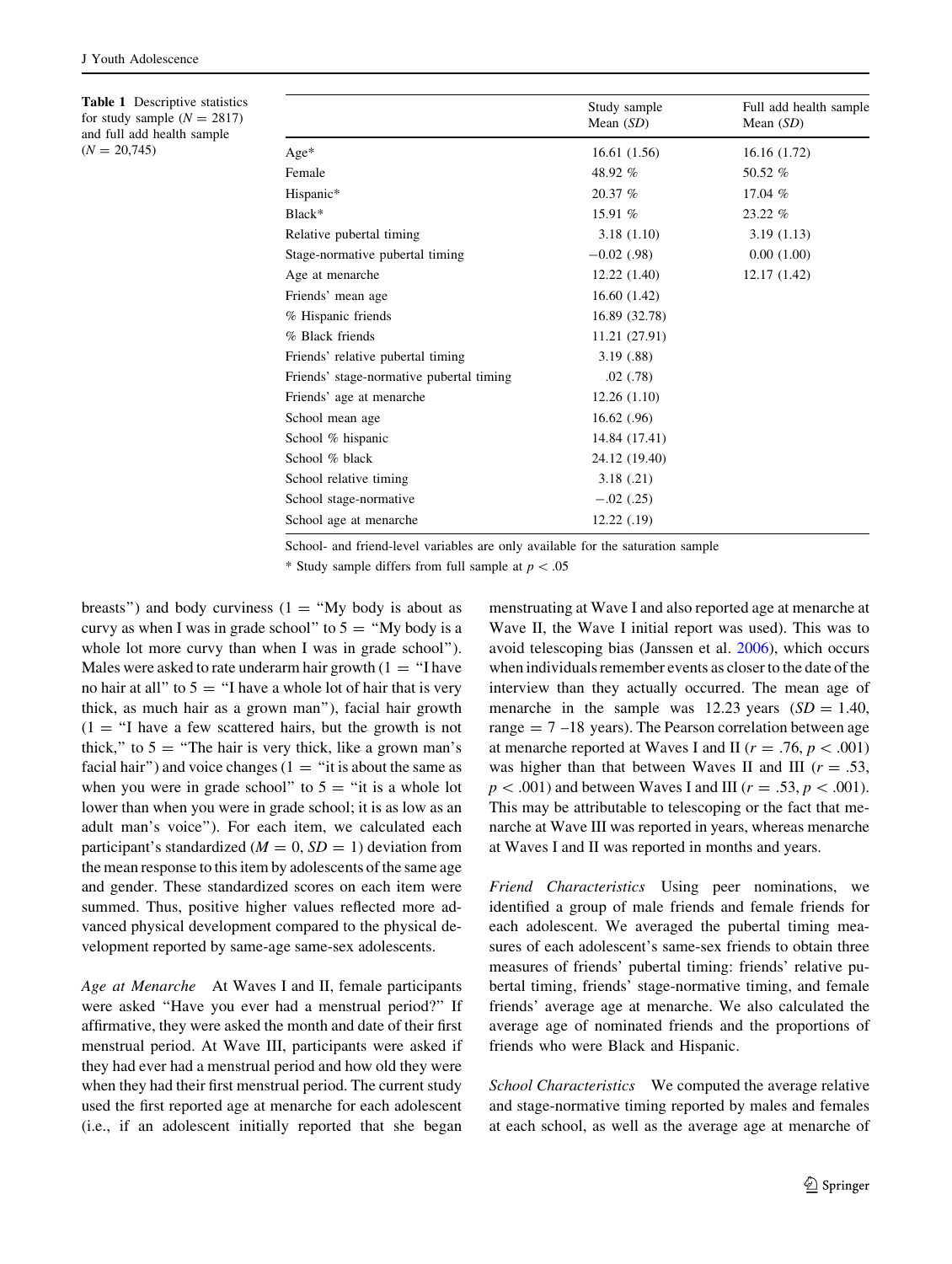**Table 1** Descriptive statistics for study sample ($N = 2817$) and full add health sample ($N = 20{,}745$)

| | Study sample Mean (*SD*) | Full add health sample Mean (*SD*) |
|---|---|---|
| Age* | 16.61 (1.56) | 16.16 (1.72) |
| Female | 48.92 % | 50.52 % |
| Hispanic* | 20.37 % | 17.04 % |
| Black* | 15.91 % | 23.22 % |
| Relative pubertal timing | 3.18 (1.10) | 3.19 (1.13) |
| Stage-normative pubertal timing | −0.02 (.98) | 0.00 (1.00) |
| Age at menarche | 12.22 (1.40) | 12.17 (1.42) |
| Friends' mean age | 16.60 (1.42) | |
| % Hispanic friends | 16.89 (32.78) | |
| % Black friends | 11.21 (27.91) | |
| Friends' relative pubertal timing | 3.19 (.88) | |
| Friends' stage-normative pubertal timing | .02 (.78) | |
| Friends' age at menarche | 12.26 (1.10) | |
| School mean age | 16.62 (.96) | |
| School % hispanic | 14.84 (17.41) | |
| School % black | 24.12 (19.40) | |
| School relative timing | 3.18 (.21) | |
| School stage-normative | −.02 (.25) | |
| School age at menarche | 12.22 (.19) | |

School- and friend-level variables are only available for the saturation sample

* Study sample differs from full sample at $p < .05$

breasts") and body curviness (1 = "My body is about as curvy as when I was in grade school" to 5 = "My body is a whole lot more curvy than when I was in grade school"). Males were asked to rate underarm hair growth (1 = "I have no hair at all" to 5 = "I have a whole lot of hair that is very thick, as much hair as a grown man"), facial hair growth (1 = "I have a few scattered hairs, but the growth is not thick," to 5 = "The hair is very thick, like a grown man's facial hair") and voice changes (1 = "it is about the same as when you were in grade school" to 5 = "it is a whole lot lower than when you were in grade school; it is as low as an adult man's voice"). For each item, we calculated each participant's standardized ($M = 0$, $SD = 1$) deviation from the mean response to this item by adolescents of the same age and gender. These standardized scores on each item were summed. Thus, positive higher values reflected more advanced physical development compared to the physical development reported by same-age same-sex adolescents.

*Age at Menarche* At Waves I and II, female participants were asked "Have you ever had a menstrual period?" If affirmative, they were asked the month and date of their first menstrual period. At Wave III, participants were asked if they had ever had a menstrual period and how old they were when they had their first menstrual period. The current study used the first reported age at menarche for each adolescent (i.e., if an adolescent initially reported that she began menstruating at Wave I and also reported age at menarche at Wave II, the Wave I initial report was used). This was to avoid telescoping bias (Janssen et al. 2006), which occurs when individuals remember events as closer to the date of the interview than they actually occurred. The mean age of menarche in the sample was 12.23 years ($SD = 1.40$, range = 7 –18 years). The Pearson correlation between age at menarche reported at Waves I and II ($r = .76$, $p < .001$) was higher than that between Waves II and III ($r = .53$, $p < .001$) and between Waves I and III ($r = .53$, $p < .001$). This may be attributable to telescoping or the fact that menarche at Wave III was reported in years, whereas menarche at Waves I and II was reported in months and years.

*Friend Characteristics* Using peer nominations, we identified a group of male friends and female friends for each adolescent. We averaged the pubertal timing measures of each adolescent's same-sex friends to obtain three measures of friends' pubertal timing: friends' relative pubertal timing, friends' stage-normative timing, and female friends' average age at menarche. We also calculated the average age of nominated friends and the proportions of friends who were Black and Hispanic.

*School Characteristics* We computed the average relative and stage-normative timing reported by males and females at each school, as well as the average age at menarche of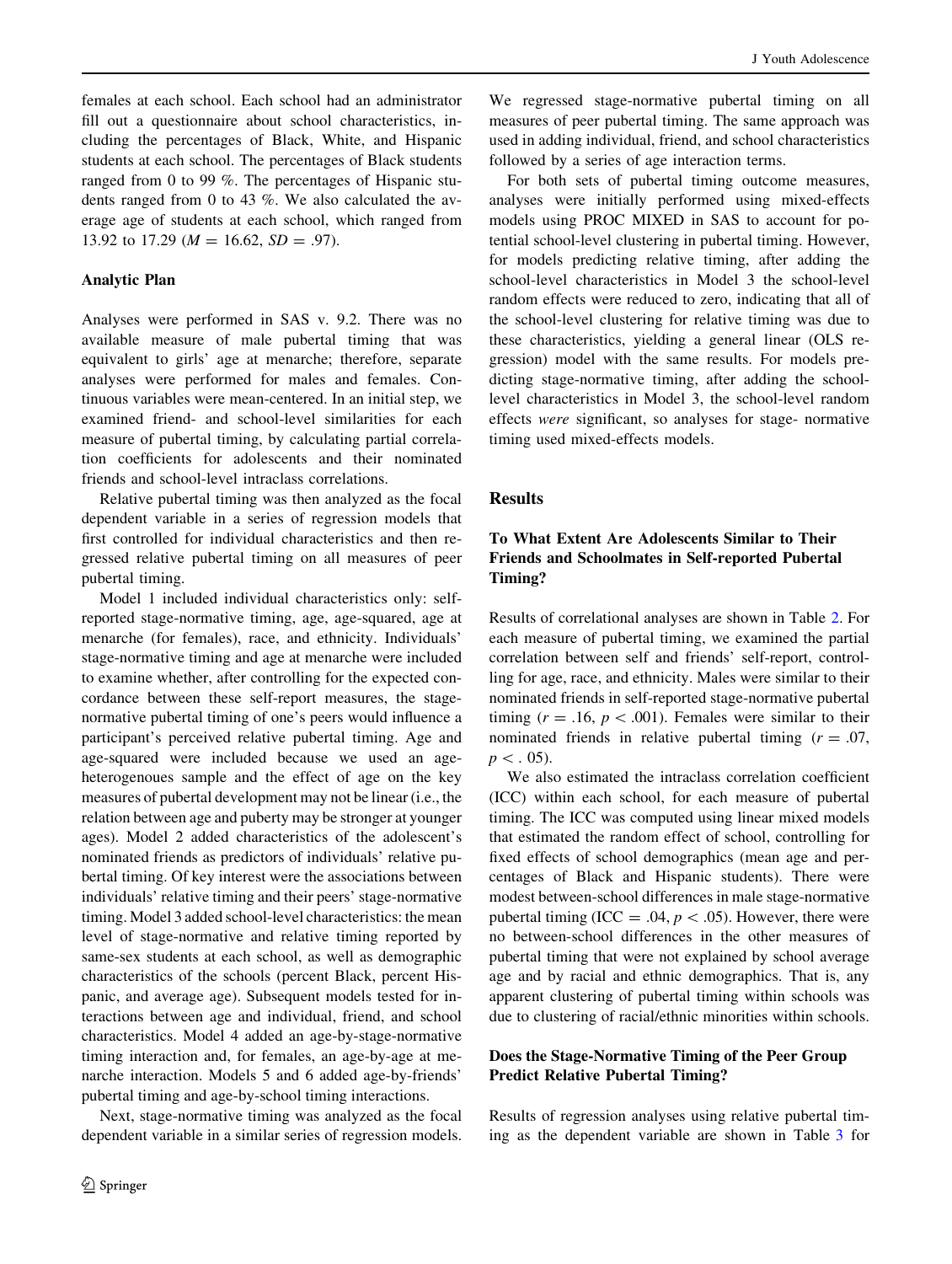females at each school. Each school had an administrator fill out a questionnaire about school characteristics, including the percentages of Black, White, and Hispanic students at each school. The percentages of Black students ranged from 0 to 99 %. The percentages of Hispanic students ranged from 0 to 43 %. We also calculated the average age of students at each school, which ranged from 13.92 to 17.29 ($M = 16.62$, $SD = .97$).

### Analytic Plan

Analyses were performed in SAS v. 9.2. There was no available measure of male pubertal timing that was equivalent to girls' age at menarche; therefore, separate analyses were performed for males and females. Continuous variables were mean-centered. In an initial step, we examined friend- and school-level similarities for each measure of pubertal timing, by calculating partial correlation coefficients for adolescents and their nominated friends and school-level intraclass correlations.

Relative pubertal timing was then analyzed as the focal dependent variable in a series of regression models that first controlled for individual characteristics and then regressed relative pubertal timing on all measures of peer pubertal timing.

Model 1 included individual characteristics only: self-reported stage-normative timing, age, age-squared, age at menarche (for females), race, and ethnicity. Individuals' stage-normative timing and age at menarche were included to examine whether, after controlling for the expected concordance between these self-report measures, the stage-normative pubertal timing of one's peers would influence a participant's perceived relative pubertal timing. Age and age-squared were included because we used an age-heterogenoues sample and the effect of age on the key measures of pubertal development may not be linear (i.e., the relation between age and puberty may be stronger at younger ages). Model 2 added characteristics of the adolescent's nominated friends as predictors of individuals' relative pubertal timing. Of key interest were the associations between individuals' relative timing and their peers' stage-normative timing. Model 3 added school-level characteristics: the mean level of stage-normative and relative timing reported by same-sex students at each school, as well as demographic characteristics of the schools (percent Black, percent Hispanic, and average age). Subsequent models tested for interactions between age and individual, friend, and school characteristics. Model 4 added an age-by-stage-normative timing interaction and, for females, an age-by-age at menarche interaction. Models 5 and 6 added age-by-friends' pubertal timing and age-by-school timing interactions.

Next, stage-normative timing was analyzed as the focal dependent variable in a similar series of regression models. We regressed stage-normative pubertal timing on all measures of peer pubertal timing. The same approach was used in adding individual, friend, and school characteristics followed by a series of age interaction terms.

For both sets of pubertal timing outcome measures, analyses were initially performed using mixed-effects models using PROC MIXED in SAS to account for potential school-level clustering in pubertal timing. However, for models predicting relative timing, after adding the school-level characteristics in Model 3 the school-level random effects were reduced to zero, indicating that all of the school-level clustering for relative timing was due to these characteristics, yielding a general linear (OLS regression) model with the same results. For models predicting stage-normative timing, after adding the school-level characteristics in Model 3, the school-level random effects *were* significant, so analyses for stage- normative timing used mixed-effects models.

## Results

### To What Extent Are Adolescents Similar to Their Friends and Schoolmates in Self-reported Pubertal Timing?

Results of correlational analyses are shown in Table 2. For each measure of pubertal timing, we examined the partial correlation between self and friends' self-report, controlling for age, race, and ethnicity. Males were similar to their nominated friends in self-reported stage-normative pubertal timing ($r = .16$, $p < .001$). Females were similar to their nominated friends in relative pubertal timing ($r = .07$, $p < .05$).

We also estimated the intraclass correlation coefficient (ICC) within each school, for each measure of pubertal timing. The ICC was computed using linear mixed models that estimated the random effect of school, controlling for fixed effects of school demographics (mean age and percentages of Black and Hispanic students). There were modest between-school differences in male stage-normative pubertal timing ($ICC = .04$, $p < .05$). However, there were no between-school differences in the other measures of pubertal timing that were not explained by school average age and by racial and ethnic demographics. That is, any apparent clustering of pubertal timing within schools was due to clustering of racial/ethnic minorities within schools.

### Does the Stage-Normative Timing of the Peer Group Predict Relative Pubertal Timing?

Results of regression analyses using relative pubertal timing as the dependent variable are shown in Table 3 for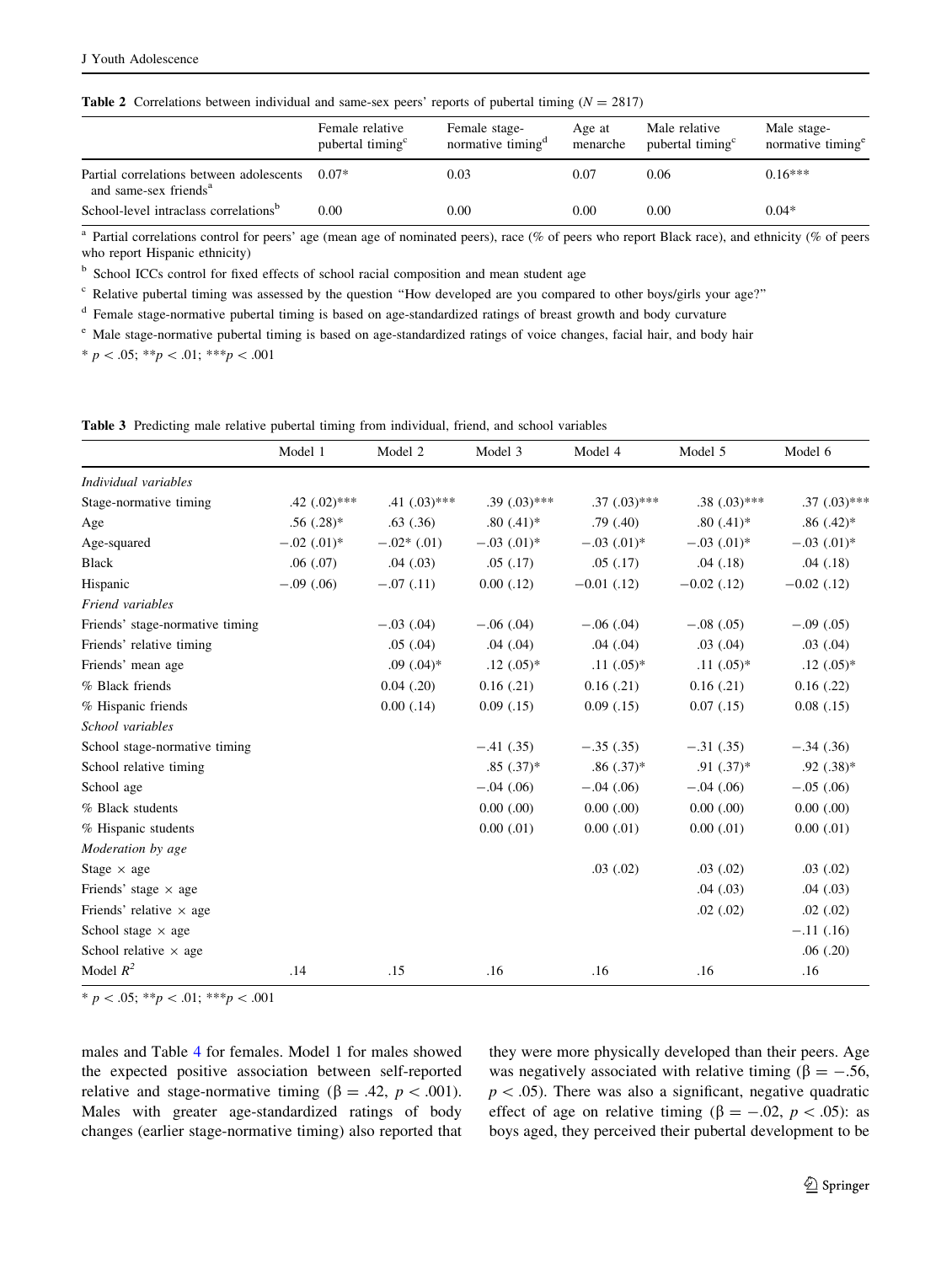**Table 2** Correlations between individual and same-sex peers' reports of pubertal timing ($N = 2817$)

| | Female relative pubertal timing[c] | Female stage-normative timing[d] | Age at menarche | Male relative pubertal timing[c] | Male stage-normative timing[e] |
|---|---|---|---|---|---|
| Partial correlations between adolescents and same-sex friends[a] | 0.07* | 0.03 | 0.07 | 0.06 | 0.16*** |
| School-level intraclass correlations[b] | 0.00 | 0.00 | 0.00 | 0.00 | 0.04* |

[a] Partial correlations control for peers' age (mean age of nominated peers), race (% of peers who report Black race), and ethnicity (% of peers who report Hispanic ethnicity)

[b] School ICCs control for fixed effects of school racial composition and mean student age

[c] Relative pubertal timing was assessed by the question "How developed are you compared to other boys/girls your age?"

[d] Female stage-normative pubertal timing is based on age-standardized ratings of breast growth and body curvature

[e] Male stage-normative pubertal timing is based on age-standardized ratings of voice changes, facial hair, and body hair

* $p < .05$; ** $p < .01$; *** $p < .001$

**Table 3** Predicting male relative pubertal timing from individual, friend, and school variables

| | Model 1 | Model 2 | Model 3 | Model 4 | Model 5 | Model 6 |
|---|---|---|---|---|---|---|
| *Individual variables* | | | | | | |
| Stage-normative timing | .42 (.02)*** | .41 (.03)*** | .39 (.03)*** | .37 (.03)*** | .38 (.03)*** | .37 (.03)*** |
| Age | .56 (.28)* | .63 (.36) | .80 (.41)* | .79 (.40) | .80 (.41)* | .86 (.42)* |
| Age-squared | −.02 (.01)* | −.02* (.01) | −.03 (.01)* | −.03 (.01)* | −.03 (.01)* | −.03 (.01)* |
| Black | .06 (.07) | .04 (.03) | .05 (.17) | .05 (.17) | .04 (.18) | .04 (.18) |
| Hispanic | −.09 (.06) | −.07 (.11) | 0.00 (.12) | −0.01 (.12) | −0.02 (.12) | −0.02 (.12) |
| *Friend variables* | | | | | | |
| Friends' stage-normative timing | | −.03 (.04) | −.06 (.04) | −.06 (.04) | −.08 (.05) | −.09 (.05) |
| Friends' relative timing | | .05 (.04) | .04 (.04) | .04 (.04) | .03 (.04) | .03 (.04) |
| Friends' mean age | | .09 (.04)* | .12 (.05)* | .11 (.05)* | .11 (.05)* | .12 (.05)* |
| % Black friends | | 0.04 (.20) | 0.16 (.21) | 0.16 (.21) | 0.16 (.21) | 0.16 (.22) |
| % Hispanic friends | | 0.00 (.14) | 0.09 (.15) | 0.09 (.15) | 0.07 (.15) | 0.08 (.15) |
| *School variables* | | | | | | |
| School stage-normative timing | | | −.41 (.35) | −.35 (.35) | −.31 (.35) | −.34 (.36) |
| School relative timing | | | .85 (.37)* | .86 (.37)* | .91 (.37)* | .92 (.38)* |
| School age | | | −.04 (.06) | −.04 (.06) | −.04 (.06) | −.05 (.06) |
| % Black students | | | 0.00 (.00) | 0.00 (.00) | 0.00 (.00) | 0.00 (.00) |
| % Hispanic students | | | 0.00 (.01) | 0.00 (.01) | 0.00 (.01) | 0.00 (.01) |
| *Moderation by age* | | | | | | |
| Stage × age | | | | .03 (.02) | .03 (.02) | .03 (.02) |
| Friends' stage × age | | | | | .04 (.03) | .04 (.03) |
| Friends' relative × age | | | | | .02 (.02) | .02 (.02) |
| School stage × age | | | | | | −.11 (.16) |
| School relative × age | | | | | | .06 (.20) |
| Model $R^2$ | .14 | .15 | .16 | .16 | .16 | .16 |

* $p < .05$; ** $p < .01$; *** $p < .001$

males and Table 4 for females. Model 1 for males showed the expected positive association between self-reported relative and stage-normative timing ($\beta = .42$, $p < .001$). Males with greater age-standardized ratings of body changes (earlier stage-normative timing) also reported that they were more physically developed than their peers. Age was negatively associated with relative timing ($\beta = -.56$, $p < .05$). There was also a significant, negative quadratic effect of age on relative timing ($\beta = -.02$, $p < .05$): as boys aged, they perceived their pubertal development to be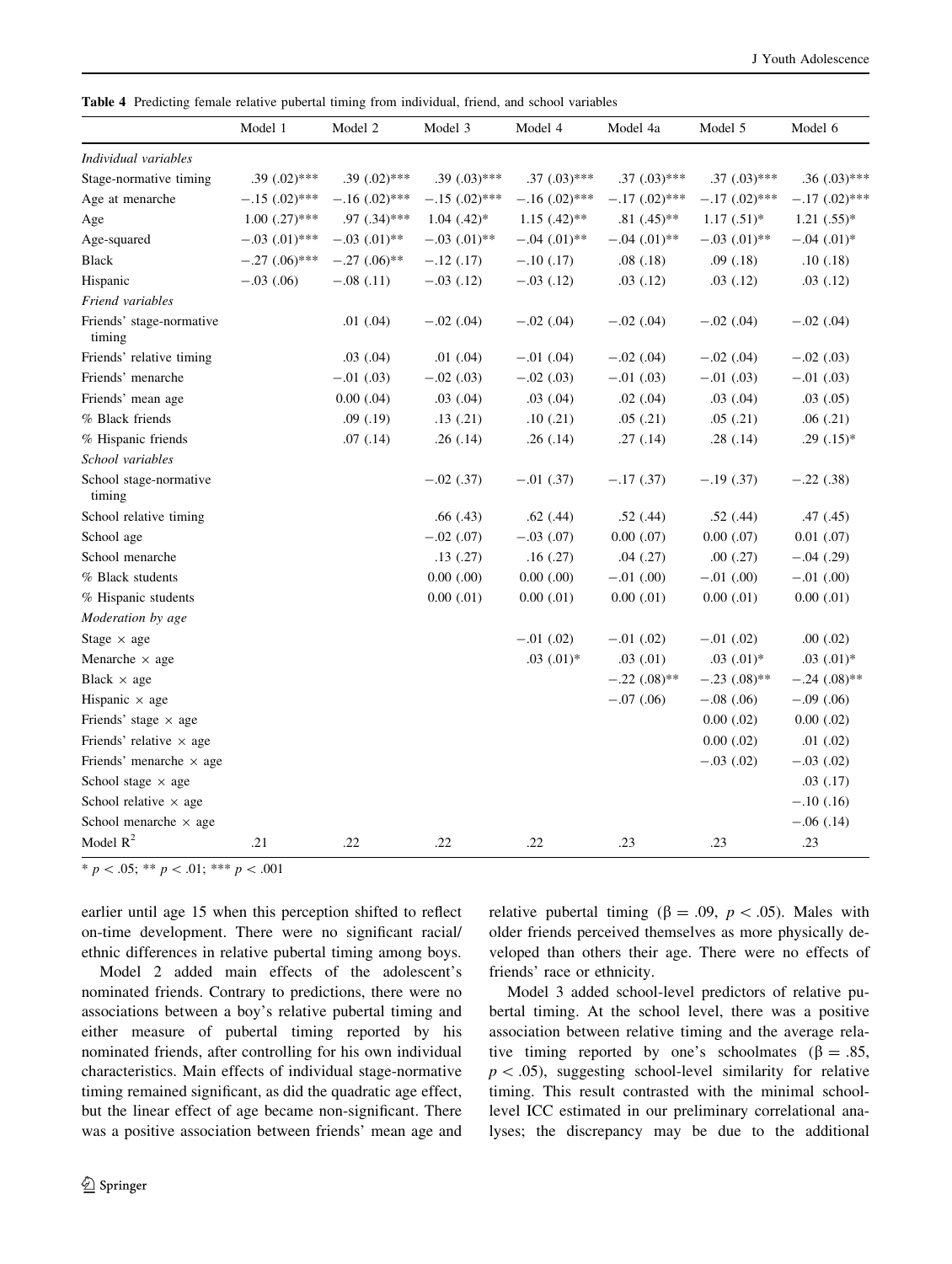**Table 4** Predicting female relative pubertal timing from individual, friend, and school variables

| | Model 1 | Model 2 | Model 3 | Model 4 | Model 4a | Model 5 | Model 6 |
|---|---|---|---|---|---|---|---|
| *Individual variables* | | | | | | | |
| Stage-normative timing | .39 (.02)*** | .39 (.02)*** | .39 (.03)*** | .37 (.03)*** | .37 (.03)*** | .37 (.03)*** | .36 (.03)*** |
| Age at menarche | −.15 (.02)*** | −.16 (.02)*** | −.15 (.02)*** | −.16 (.02)*** | −.17 (.02)*** | −.17 (.02)*** | −.17 (.02)*** |
| Age | 1.00 (.27)*** | .97 (.34)*** | 1.04 (.42)* | 1.15 (.42)** | .81 (.45)** | 1.17 (.51)* | 1.21 (.55)* |
| Age-squared | −.03 (.01)*** | −.03 (.01)** | −.03 (.01)** | −.04 (.01)** | −.04 (.01)** | −.03 (.01)** | −.04 (.01)* |
| Black | −.27 (.06)*** | −.27 (.06)** | −.12 (.17) | −.10 (.17) | .08 (.18) | .09 (.18) | .10 (.18) |
| Hispanic | −.03 (.06) | −.08 (.11) | −.03 (.12) | −.03 (.12) | .03 (.12) | .03 (.12) | .03 (.12) |
| *Friend variables* | | | | | | | |
| Friends' stage-normative timing | | .01 (.04) | −.02 (.04) | −.02 (.04) | −.02 (.04) | −.02 (.04) | −.02 (.04) |
| Friends' relative timing | | .03 (.04) | .01 (.04) | −.01 (.04) | −.02 (.04) | −.02 (.04) | −.02 (.03) |
| Friends' menarche | | −.01 (.03) | −.02 (.03) | −.02 (.03) | −.01 (.03) | −.01 (.03) | −.01 (.03) |
| Friends' mean age | | 0.00 (.04) | .03 (.04) | .03 (.04) | .02 (.04) | .03 (.04) | .03 (.05) |
| % Black friends | | .09 (.19) | .13 (.21) | .10 (.21) | .05 (.21) | .05 (.21) | .06 (.21) |
| % Hispanic friends | | .07 (.14) | .26 (.14) | .26 (.14) | .27 (.14) | .28 (.14) | .29 (.15)* |
| *School variables* | | | | | | | |
| School stage-normative timing | | | −.02 (.37) | −.01 (.37) | −.17 (.37) | −.19 (.37) | −.22 (.38) |
| School relative timing | | | .66 (.43) | .62 (.44) | .52 (.44) | .52 (.44) | .47 (.45) |
| School age | | | −.02 (.07) | −.03 (.07) | 0.00 (.07) | 0.00 (.07) | 0.01 (.07) |
| School menarche | | | .13 (.27) | .16 (.27) | .04 (.27) | .00 (.27) | −.04 (.29) |
| % Black students | | | 0.00 (.00) | 0.00 (.00) | −.01 (.00) | −.01 (.00) | −.01 (.00) |
| % Hispanic students | | | 0.00 (.01) | 0.00 (.01) | 0.00 (.01) | 0.00 (.01) | 0.00 (.01) |
| *Moderation by age* | | | | | | | |
| Stage × age | | | | −.01 (.02) | −.01 (.02) | −.01 (.02) | .00 (.02) |
| Menarche × age | | | | .03 (.01)* | .03 (.01) | .03 (.01)* | .03 (.01)* |
| Black × age | | | | | −.22 (.08)** | −.23 (.08)** | −.24 (.08)** |
| Hispanic × age | | | | | −.07 (.06) | −.08 (.06) | −.09 (.06) |
| Friends' stage × age | | | | | | 0.00 (.02) | 0.00 (.02) |
| Friends' relative × age | | | | | | 0.00 (.02) | .01 (.02) |
| Friends' menarche × age | | | | | | −.03 (.02) | −.03 (.02) |
| School stage × age | | | | | | | .03 (.17) |
| School relative × age | | | | | | | −.10 (.16) |
| School menarche × age | | | | | | | −.06 (.14) |
| Model $R^2$ | .21 | .22 | .22 | .22 | .23 | .23 | .23 |

* $p < .05$; ** $p < .01$; *** $p < .001$

earlier until age 15 when this perception shifted to reflect on-time development. There were no significant racial/ethnic differences in relative pubertal timing among boys.

Model 2 added main effects of the adolescent's nominated friends. Contrary to predictions, there were no associations between a boy's relative pubertal timing and either measure of pubertal timing reported by his nominated friends, after controlling for his own individual characteristics. Main effects of individual stage-normative timing remained significant, as did the quadratic age effect, but the linear effect of age became non-significant. There was a positive association between friends' mean age and relative pubertal timing ($\beta = .09$, $p < .05$). Males with older friends perceived themselves as more physically developed than others their age. There were no effects of friends' race or ethnicity.

Model 3 added school-level predictors of relative pubertal timing. At the school level, there was a positive association between relative timing and the average relative timing reported by one's schoolmates ($\beta = .85$, $p < .05$), suggesting school-level similarity for relative timing. This result contrasted with the minimal school-level ICC estimated in our preliminary correlational analyses; the discrepancy may be due to the additional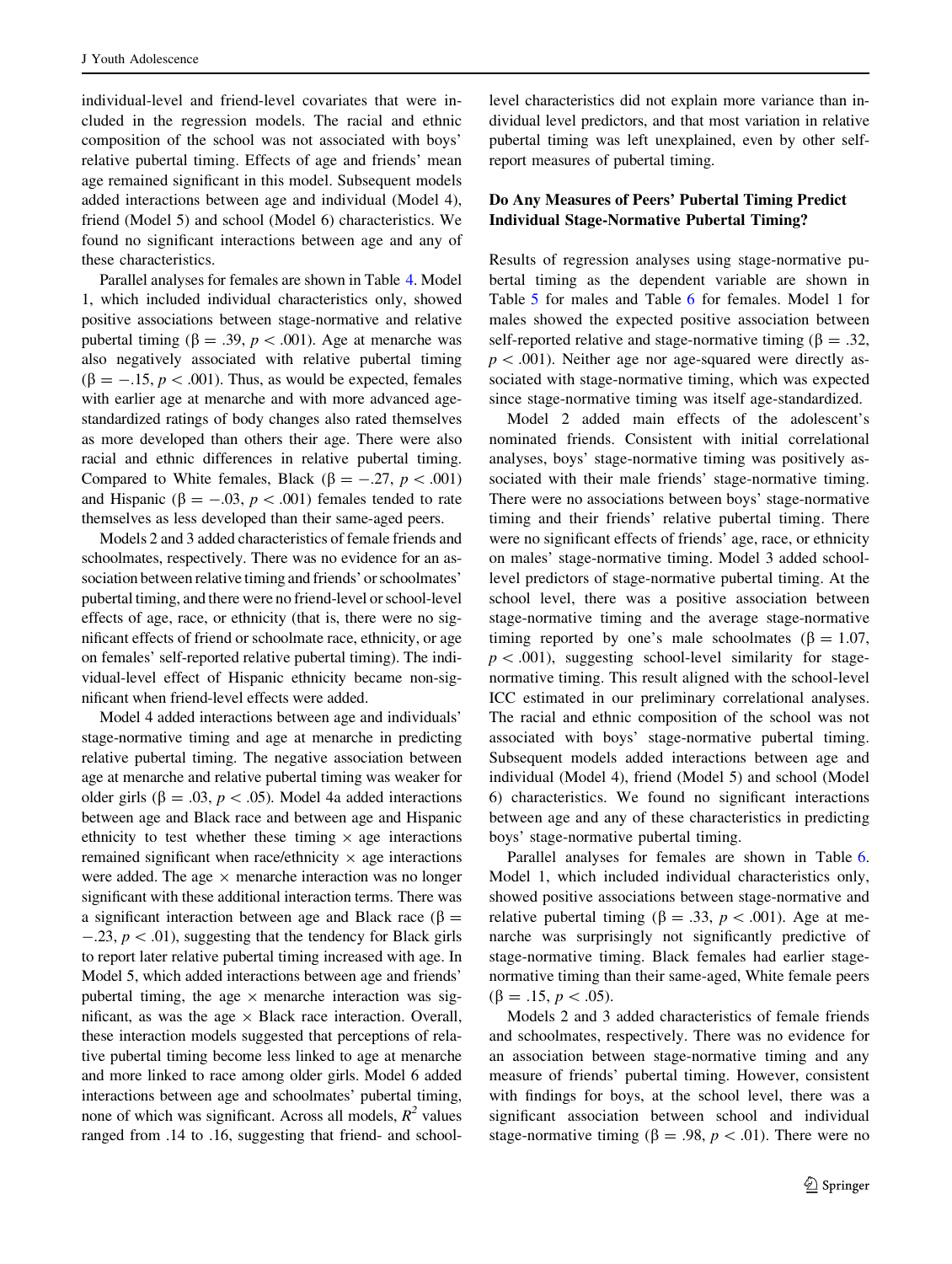individual-level and friend-level covariates that were included in the regression models. The racial and ethnic composition of the school was not associated with boys' relative pubertal timing. Effects of age and friends' mean age remained significant in this model. Subsequent models added interactions between age and individual (Model 4), friend (Model 5) and school (Model 6) characteristics. We found no significant interactions between age and any of these characteristics.

Parallel analyses for females are shown in Table 4. Model 1, which included individual characteristics only, showed positive associations between stage-normative and relative pubertal timing ($\beta = .39$, $p < .001$). Age at menarche was also negatively associated with relative pubertal timing ($\beta = -.15$, $p < .001$). Thus, as would be expected, females with earlier age at menarche and with more advanced age-standardized ratings of body changes also rated themselves as more developed than others their age. There were also racial and ethnic differences in relative pubertal timing. Compared to White females, Black ($\beta = -.27$, $p < .001$) and Hispanic ($\beta = -.03$, $p < .001$) females tended to rate themselves as less developed than their same-aged peers.

Models 2 and 3 added characteristics of female friends and schoolmates, respectively. There was no evidence for an association between relative timing and friends' or schoolmates' pubertal timing, and there were no friend-level or school-level effects of age, race, or ethnicity (that is, there were no significant effects of friend or schoolmate race, ethnicity, or age on females' self-reported relative pubertal timing). The individual-level effect of Hispanic ethnicity became non-significant when friend-level effects were added.

Model 4 added interactions between age and individuals' stage-normative timing and age at menarche in predicting relative pubertal timing. The negative association between age at menarche and relative pubertal timing was weaker for older girls ($\beta = .03$, $p < .05$). Model 4a added interactions between age and Black race and between age and Hispanic ethnicity to test whether these timing × age interactions remained significant when race/ethnicity × age interactions were added. The age × menarche interaction was no longer significant with these additional interaction terms. There was a significant interaction between age and Black race ($\beta = -.23$, $p < .01$), suggesting that the tendency for Black girls to report later relative pubertal timing increased with age. In Model 5, which added interactions between age and friends' pubertal timing, the age × menarche interaction was significant, as was the age × Black race interaction. Overall, these interaction models suggested that perceptions of relative pubertal timing become less linked to age at menarche and more linked to race among older girls. Model 6 added interactions between age and schoolmates' pubertal timing, none of which was significant. Across all models, $R^2$ values ranged from .14 to .16, suggesting that friend- and school-level characteristics did not explain more variance than individual level predictors, and that most variation in relative pubertal timing was left unexplained, even by other self-report measures of pubertal timing.

### Do Any Measures of Peers' Pubertal Timing Predict Individual Stage-Normative Pubertal Timing?

Results of regression analyses using stage-normative pubertal timing as the dependent variable are shown in Table 5 for males and Table 6 for females. Model 1 for males showed the expected positive association between self-reported relative and stage-normative timing ($\beta = .32$, $p < .001$). Neither age nor age-squared were directly associated with stage-normative timing, which was expected since stage-normative timing was itself age-standardized.

Model 2 added main effects of the adolescent's nominated friends. Consistent with initial correlational analyses, boys' stage-normative timing was positively associated with their male friends' stage-normative timing. There were no associations between boys' stage-normative timing and their friends' relative pubertal timing. There were no significant effects of friends' age, race, or ethnicity on males' stage-normative timing. Model 3 added school-level predictors of stage-normative pubertal timing. At the school level, there was a positive association between stage-normative timing and the average stage-normative timing reported by one's male schoolmates ($\beta = 1.07$, $p < .001$), suggesting school-level similarity for stage-normative timing. This result aligned with the school-level ICC estimated in our preliminary correlational analyses. The racial and ethnic composition of the school was not associated with boys' stage-normative pubertal timing. Subsequent models added interactions between age and individual (Model 4), friend (Model 5) and school (Model 6) characteristics. We found no significant interactions between age and any of these characteristics in predicting boys' stage-normative pubertal timing.

Parallel analyses for females are shown in Table 6. Model 1, which included individual characteristics only, showed positive associations between stage-normative and relative pubertal timing ($\beta = .33$, $p < .001$). Age at menarche was surprisingly not significantly predictive of stage-normative timing. Black females had earlier stage-normative timing than their same-aged, White female peers ($\beta = .15$, $p < .05$).

Models 2 and 3 added characteristics of female friends and schoolmates, respectively. There was no evidence for an association between stage-normative timing and any measure of friends' pubertal timing. However, consistent with findings for boys, at the school level, there was a significant association between school and individual stage-normative timing ($\beta = .98$, $p < .01$). There were no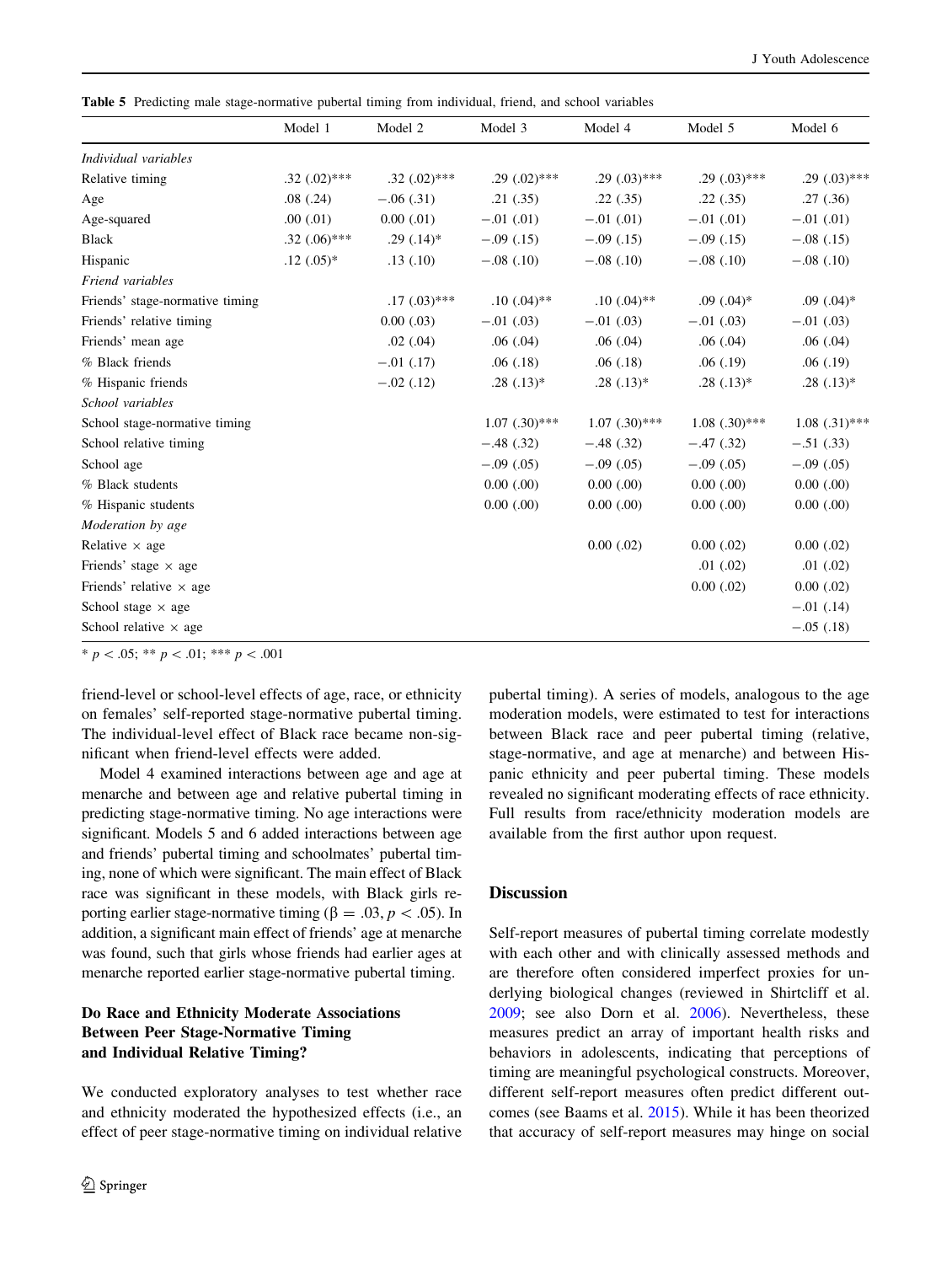**Table 5** Predicting male stage-normative pubertal timing from individual, friend, and school variables

| | Model 1 | Model 2 | Model 3 | Model 4 | Model 5 | Model 6 |
|---|---|---|---|---|---|---|
| *Individual variables* | | | | | | |
| Relative timing | .32 (.02)*** | .32 (.02)*** | .29 (.02)*** | .29 (.03)*** | .29 (.03)*** | .29 (.03)*** |
| Age | .08 (.24) | −.06 (.31) | .21 (.35) | .22 (.35) | .22 (.35) | .27 (.36) |
| Age-squared | .00 (.01) | 0.00 (.01) | −.01 (.01) | −.01 (.01) | −.01 (.01) | −.01 (.01) |
| Black | .32 (.06)*** | .29 (.14)* | −.09 (.15) | −.09 (.15) | −.09 (.15) | −.08 (.15) |
| Hispanic | .12 (.05)* | .13 (.10) | −.08 (.10) | −.08 (.10) | −.08 (.10) | −.08 (.10) |
| *Friend variables* | | | | | | |
| Friends' stage-normative timing | | .17 (.03)*** | .10 (.04)** | .10 (.04)** | .09 (.04)* | .09 (.04)* |
| Friends' relative timing | | 0.00 (.03) | −.01 (.03) | −.01 (.03) | −.01 (.03) | −.01 (.03) |
| Friends' mean age | | .02 (.04) | .06 (.04) | .06 (.04) | .06 (.04) | .06 (.04) |
| % Black friends | | −.01 (.17) | .06 (.18) | .06 (.18) | .06 (.19) | .06 (.19) |
| % Hispanic friends | | −.02 (.12) | .28 (.13)* | .28 (.13)* | .28 (.13)* | .28 (.13)* |
| *School variables* | | | | | | |
| School stage-normative timing | | | 1.07 (.30)*** | 1.07 (.30)*** | 1.08 (.30)*** | 1.08 (.31)*** |
| School relative timing | | | −.48 (.32) | −.48 (.32) | −.47 (.32) | −.51 (.33) |
| School age | | | −.09 (.05) | −.09 (.05) | −.09 (.05) | −.09 (.05) |
| % Black students | | | 0.00 (.00) | 0.00 (.00) | 0.00 (.00) | 0.00 (.00) |
| % Hispanic students | | | 0.00 (.00) | 0.00 (.00) | 0.00 (.00) | 0.00 (.00) |
| *Moderation by age* | | | | | | |
| Relative × age | | | | 0.00 (.02) | 0.00 (.02) | 0.00 (.02) |
| Friends' stage × age | | | | | .01 (.02) | .01 (.02) |
| Friends' relative × age | | | | | 0.00 (.02) | 0.00 (.02) |
| School stage × age | | | | | | −.01 (.14) |
| School relative × age | | | | | | −.05 (.18) |

* $p < .05$; ** $p < .01$; *** $p < .001$

friend-level or school-level effects of age, race, or ethnicity on females' self-reported stage-normative pubertal timing. The individual-level effect of Black race became non-significant when friend-level effects were added.

Model 4 examined interactions between age and age at menarche and between age and relative pubertal timing in predicting stage-normative timing. No age interactions were significant. Models 5 and 6 added interactions between age and friends' pubertal timing and schoolmates' pubertal timing, none of which were significant. The main effect of Black race was significant in these models, with Black girls reporting earlier stage-normative timing ($\beta = .03$, $p < .05$). In addition, a significant main effect of friends' age at menarche was found, such that girls whose friends had earlier ages at menarche reported earlier stage-normative pubertal timing.

### Do Race and Ethnicity Moderate Associations Between Peer Stage-Normative Timing and Individual Relative Timing?

We conducted exploratory analyses to test whether race and ethnicity moderated the hypothesized effects (i.e., an effect of peer stage-normative timing on individual relative pubertal timing). A series of models, analogous to the age moderation models, were estimated to test for interactions between Black race and peer pubertal timing (relative, stage-normative, and age at menarche) and between Hispanic ethnicity and peer pubertal timing. These models revealed no significant moderating effects of race ethnicity. Full results from race/ethnicity moderation models are available from the first author upon request.

## Discussion

Self-report measures of pubertal timing correlate modestly with each other and with clinically assessed methods and are therefore often considered imperfect proxies for underlying biological changes (reviewed in Shirtcliff et al. 2009; see also Dorn et al. 2006). Nevertheless, these measures predict an array of important health risks and behaviors in adolescents, indicating that perceptions of timing are meaningful psychological constructs. Moreover, different self-report measures often predict different outcomes (see Baams et al. 2015). While it has been theorized that accuracy of self-report measures may hinge on social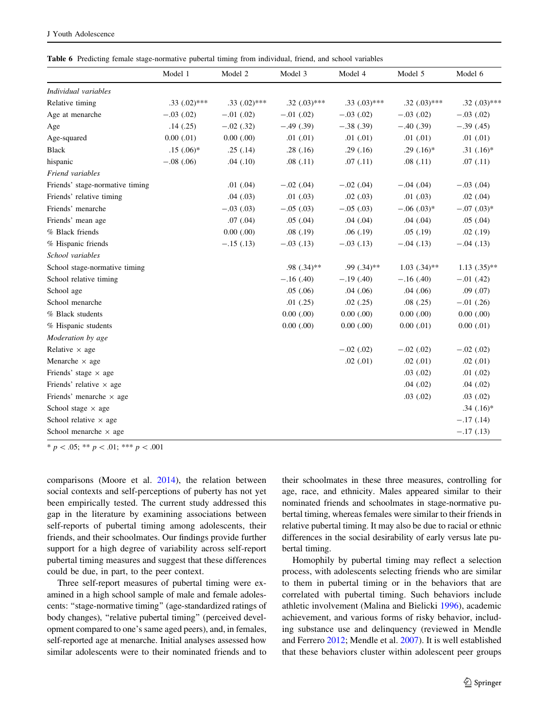**Table 6** Predicting female stage-normative pubertal timing from individual, friend, and school variables

| | Model 1 | Model 2 | Model 3 | Model 4 | Model 5 | Model 6 |
|---|---|---|---|---|---|---|
| *Individual variables* | | | | | | |
| Relative timing | .33 (.02)*** | .33 (.02)*** | .32 (.03)*** | .33 (.03)*** | .32 (.03)*** | .32 (.03)*** |
| Age at menarche | −.03 (.02) | −.01 (.02) | −.01 (.02) | −.03 (.02) | −.03 (.02) | −.03 (.02) |
| Age | .14 (.25) | −.02 (.32) | −.49 (.39) | −.38 (.39) | −.40 (.39) | −.39 (.45) |
| Age-squared | 0.00 (.01) | 0.00 (.00) | .01 (.01) | .01 (.01) | .01 (.01) | .01 (.01) |
| Black | .15 (.06)* | .25 (.14) | .28 (.16) | .29 (.16) | .29 (.16)* | .31 (.16)* |
| hispanic | −.08 (.06) | .04 (.10) | .08 (.11) | .07 (.11) | .08 (.11) | .07 (.11) |
| *Friend variables* | | | | | | |
| Friends' stage-normative timing | | .01 (.04) | −.02 (.04) | −.02 (.04) | −.04 (.04) | −.03 (.04) |
| Friends' relative timing | | .04 (.03) | .01 (.03) | .02 (.03) | .01 (.03) | .02 (.04) |
| Friends' menarche | | −.03 (.03) | −.05 (.03) | −.05 (.03) | −.06 (.03)* | −.07 (.03)* |
| Friends' mean age | | .07 (.04) | .05 (.04) | .04 (.04) | .04 (.04) | .05 (.04) |
| % Black friends | | 0.00 (.00) | .08 (.19) | .06 (.19) | .05 (.19) | .02 (.19) |
| % Hispanic friends | | −.15 (.13) | −.03 (.13) | −.03 (.13) | −.04 (.13) | −.04 (.13) |
| *School variables* | | | | | | |
| School stage-normative timing | | | .98 (.34)** | .99 (.34)** | 1.03 (.34)** | 1.13 (.35)** |
| School relative timing | | | −.16 (.40) | −.19 (.40) | −.16 (.40) | −.01 (.42) |
| School age | | | .05 (.06) | .04 (.06) | .04 (.06) | .09 (.07) |
| School menarche | | | .01 (.25) | .02 (.25) | .08 (.25) | −.01 (.26) |
| % Black students | | | 0.00 (.00) | 0.00 (.00) | 0.00 (.00) | 0.00 (.00) |
| % Hispanic students | | | 0.00 (.00) | 0.00 (.00) | 0.00 (.01) | 0.00 (.01) |
| *Moderation by age* | | | | | | |
| Relative × age | | | | −.02 (.02) | −.02 (.02) | −.02 (.02) |
| Menarche × age | | | | .02 (.01) | .02 (.01) | .02 (.01) |
| Friends' stage × age | | | | | .03 (.02) | .01 (.02) |
| Friends' relative × age | | | | | .04 (.02) | .04 (.02) |
| Friends' menarche × age | | | | | .03 (.02) | .03 (.02) |
| School stage × age | | | | | | .34 (.16)* |
| School relative × age | | | | | | −.17 (.14) |
| School menarche × age | | | | | | −.17 (.13) |

\* $p < .05$; ** $p < .01$; *** $p < .001$

comparisons (Moore et al. 2014), the relation between social contexts and self-perceptions of puberty has not yet been empirically tested. The current study addressed this gap in the literature by examining associations between self-reports of pubertal timing among adolescents, their friends, and their schoolmates. Our findings provide further support for a high degree of variability across self-report pubertal timing measures and suggest that these differences could be due, in part, to the peer context.

Three self-report measures of pubertal timing were examined in a high school sample of male and female adolescents: "stage-normative timing" (age-standardized ratings of body changes), "relative pubertal timing" (perceived development compared to one's same aged peers), and, in females, self-reported age at menarche. Initial analyses assessed how similar adolescents were to their nominated friends and to their schoolmates in these three measures, controlling for age, race, and ethnicity. Males appeared similar to their nominated friends and schoolmates in stage-normative pubertal timing, whereas females were similar to their friends in relative pubertal timing. It may also be due to racial or ethnic differences in the social desirability of early versus late pubertal timing.

Homophily by pubertal timing may reflect a selection process, with adolescents selecting friends who are similar to them in pubertal timing or in the behaviors that are correlated with pubertal timing. Such behaviors include athletic involvement (Malina and Bielicki 1996), academic achievement, and various forms of risky behavior, including substance use and delinquency (reviewed in Mendle and Ferrero 2012; Mendle et al. 2007). It is well established that these behaviors cluster within adolescent peer groups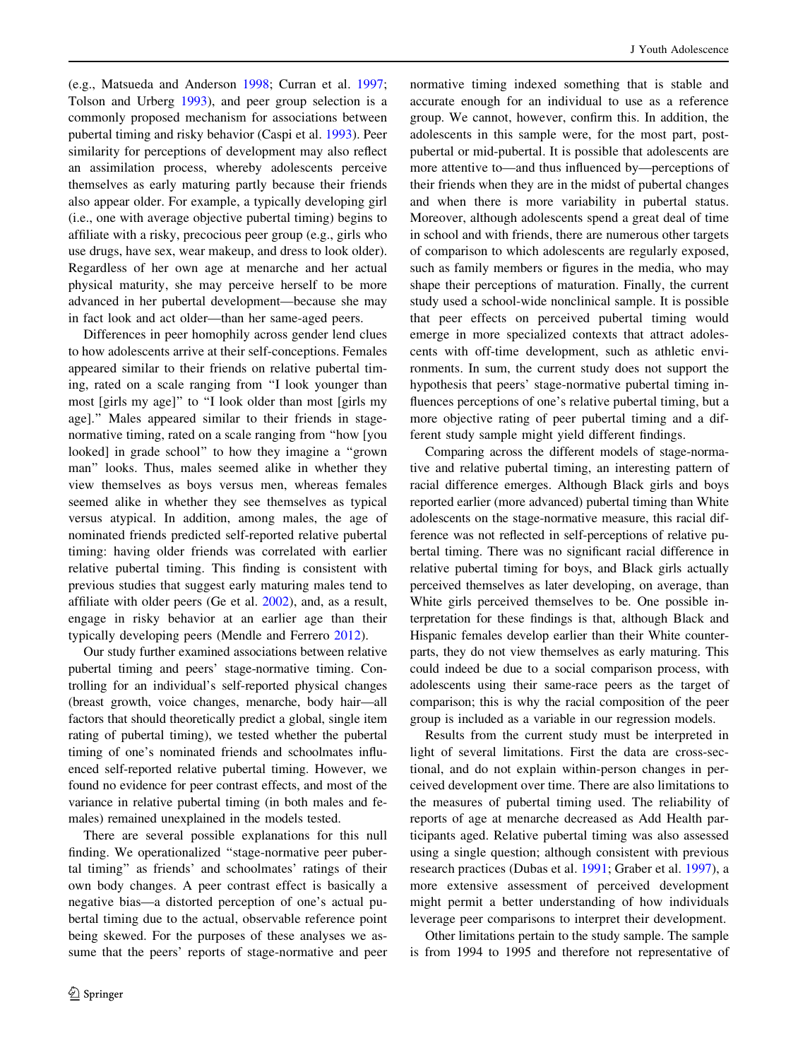(e.g., Matsueda and Anderson 1998; Curran et al. 1997; Tolson and Urberg 1993), and peer group selection is a commonly proposed mechanism for associations between pubertal timing and risky behavior (Caspi et al. 1993). Peer similarity for perceptions of development may also reflect an assimilation process, whereby adolescents perceive themselves as early maturing partly because their friends also appear older. For example, a typically developing girl (i.e., one with average objective pubertal timing) begins to affiliate with a risky, precocious peer group (e.g., girls who use drugs, have sex, wear makeup, and dress to look older). Regardless of her own age at menarche and her actual physical maturity, she may perceive herself to be more advanced in her pubertal development—because she may in fact look and act older—than her same-aged peers.

Differences in peer homophily across gender lend clues to how adolescents arrive at their self-conceptions. Females appeared similar to their friends on relative pubertal timing, rated on a scale ranging from "I look younger than most [girls my age]" to "I look older than most [girls my age]." Males appeared similar to their friends in stage-normative timing, rated on a scale ranging from "how [you looked] in grade school" to how they imagine a "grown man" looks. Thus, males seemed alike in whether they view themselves as boys versus men, whereas females seemed alike in whether they see themselves as typical versus atypical. In addition, among males, the age of nominated friends predicted self-reported relative pubertal timing: having older friends was correlated with earlier relative pubertal timing. This finding is consistent with previous studies that suggest early maturing males tend to affiliate with older peers (Ge et al. 2002), and, as a result, engage in risky behavior at an earlier age than their typically developing peers (Mendle and Ferrero 2012).

Our study further examined associations between relative pubertal timing and peers' stage-normative timing. Controlling for an individual's self-reported physical changes (breast growth, voice changes, menarche, body hair—all factors that should theoretically predict a global, single item rating of pubertal timing), we tested whether the pubertal timing of one's nominated friends and schoolmates influenced self-reported relative pubertal timing. However, we found no evidence for peer contrast effects, and most of the variance in relative pubertal timing (in both males and females) remained unexplained in the models tested.

There are several possible explanations for this null finding. We operationalized "stage-normative peer pubertal timing" as friends' and schoolmates' ratings of their own body changes. A peer contrast effect is basically a negative bias—a distorted perception of one's actual pubertal timing due to the actual, observable reference point being skewed. For the purposes of these analyses we assume that the peers' reports of stage-normative and peer normative timing indexed something that is stable and accurate enough for an individual to use as a reference group. We cannot, however, confirm this. In addition, the adolescents in this sample were, for the most part, post-pubertal or mid-pubertal. It is possible that adolescents are more attentive to—and thus influenced by—perceptions of their friends when they are in the midst of pubertal changes and when there is more variability in pubertal status. Moreover, although adolescents spend a great deal of time in school and with friends, there are numerous other targets of comparison to which adolescents are regularly exposed, such as family members or figures in the media, who may shape their perceptions of maturation. Finally, the current study used a school-wide nonclinical sample. It is possible that peer effects on perceived pubertal timing would emerge in more specialized contexts that attract adolescents with off-time development, such as athletic environments. In sum, the current study does not support the hypothesis that peers' stage-normative pubertal timing influences perceptions of one's relative pubertal timing, but a more objective rating of peer pubertal timing and a different study sample might yield different findings.

Comparing across the different models of stage-normative and relative pubertal timing, an interesting pattern of racial difference emerges. Although Black girls and boys reported earlier (more advanced) pubertal timing than White adolescents on the stage-normative measure, this racial difference was not reflected in self-perceptions of relative pubertal timing. There was no significant racial difference in relative pubertal timing for boys, and Black girls actually perceived themselves as later developing, on average, than White girls perceived themselves to be. One possible interpretation for these findings is that, although Black and Hispanic females develop earlier than their White counterparts, they do not view themselves as early maturing. This could indeed be due to a social comparison process, with adolescents using their same-race peers as the target of comparison; this is why the racial composition of the peer group is included as a variable in our regression models.

Results from the current study must be interpreted in light of several limitations. First the data are cross-sectional, and do not explain within-person changes in perceived development over time. There are also limitations to the measures of pubertal timing used. The reliability of reports of age at menarche decreased as Add Health participants aged. Relative pubertal timing was also assessed using a single question; although consistent with previous research practices (Dubas et al. 1991; Graber et al. 1997), a more extensive assessment of perceived development might permit a better understanding of how individuals leverage peer comparisons to interpret their development.

Other limitations pertain to the study sample. The sample is from 1994 to 1995 and therefore not representative of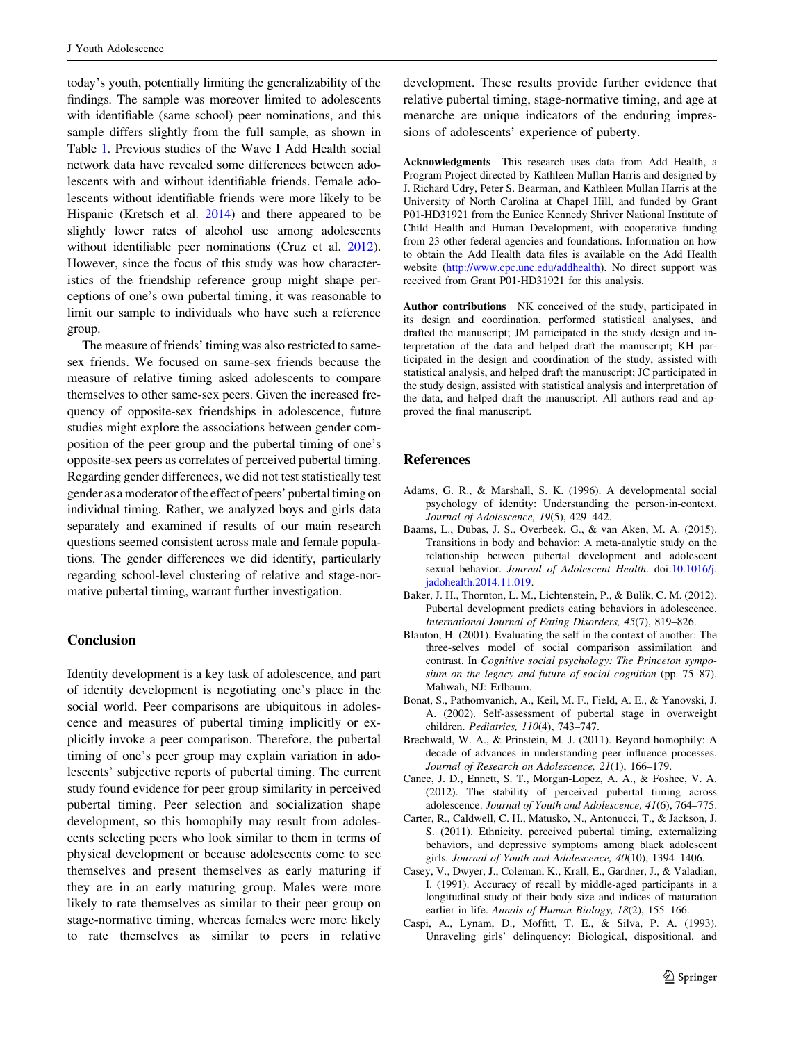today's youth, potentially limiting the generalizability of the findings. The sample was moreover limited to adolescents with identifiable (same school) peer nominations, and this sample differs slightly from the full sample, as shown in Table 1. Previous studies of the Wave I Add Health social network data have revealed some differences between adolescents with and without identifiable friends. Female adolescents without identifiable friends were more likely to be Hispanic (Kretsch et al. 2014) and there appeared to be slightly lower rates of alcohol use among adolescents without identifiable peer nominations (Cruz et al. 2012). However, since the focus of this study was how characteristics of the friendship reference group might shape perceptions of one's own pubertal timing, it was reasonable to limit our sample to individuals who have such a reference group.

The measure of friends' timing was also restricted to same-sex friends. We focused on same-sex friends because the measure of relative timing asked adolescents to compare themselves to other same-sex peers. Given the increased frequency of opposite-sex friendships in adolescence, future studies might explore the associations between gender composition of the peer group and the pubertal timing of one's opposite-sex peers as correlates of perceived pubertal timing. Regarding gender differences, we did not test statistically test gender as a moderator of the effect of peers' pubertal timing on individual timing. Rather, we analyzed boys and girls data separately and examined if results of our main research questions seemed consistent across male and female populations. The gender differences we did identify, particularly regarding school-level clustering of relative and stage-normative pubertal timing, warrant further investigation.

## Conclusion

Identity development is a key task of adolescence, and part of identity development is negotiating one's place in the social world. Peer comparisons are ubiquitous in adolescence and measures of pubertal timing implicitly or explicitly invoke a peer comparison. Therefore, the pubertal timing of one's peer group may explain variation in adolescents' subjective reports of pubertal timing. The current study found evidence for peer group similarity in perceived pubertal timing. Peer selection and socialization shape development, so this homophily may result from adolescents selecting peers who look similar to them in terms of physical development or because adolescents come to see themselves and present themselves as early maturing if they are in an early maturing group. Males were more likely to rate themselves as similar to their peer group on stage-normative timing, whereas females were more likely to rate themselves as similar to peers in relative development. These results provide further evidence that relative pubertal timing, stage-normative timing, and age at menarche are unique indicators of the enduring impressions of adolescents' experience of puberty.

**Acknowledgments** This research uses data from Add Health, a Program Project directed by Kathleen Mullan Harris and designed by J. Richard Udry, Peter S. Bearman, and Kathleen Mullan Harris at the University of North Carolina at Chapel Hill, and funded by Grant P01-HD31921 from the Eunice Kennedy Shriver National Institute of Child Health and Human Development, with cooperative funding from 23 other federal agencies and foundations. Information on how to obtain the Add Health data files is available on the Add Health website (http://www.cpc.unc.edu/addhealth). No direct support was received from Grant P01-HD31921 for this analysis.

**Author contributions** NK conceived of the study, participated in its design and coordination, performed statistical analyses, and drafted the manuscript; JM participated in the study design and interpretation of the data and helped draft the manuscript; KH participated in the design and coordination of the study, assisted with statistical analysis, and helped draft the manuscript; JC participated in the study design, assisted with statistical analysis and interpretation of the data, and helped draft the manuscript. All authors read and approved the final manuscript.

## References

Adams, G. R., & Marshall, S. K. (1996). A developmental social psychology of identity: Understanding the person-in-context. *Journal of Adolescence, 19*(5), 429–442.

Baams, L., Dubas, J. S., Overbeek, G., & van Aken, M. A. (2015). Transitions in body and behavior: A meta-analytic study on the relationship between pubertal development and adolescent sexual behavior. *Journal of Adolescent Health*. doi:10.1016/j.jadohealth.2014.11.019.

Baker, J. H., Thornton, L. M., Lichtenstein, P., & Bulik, C. M. (2012). Pubertal development predicts eating behaviors in adolescence. *International Journal of Eating Disorders, 45*(7), 819–826.

Blanton, H. (2001). Evaluating the self in the context of another: The three-selves model of social comparison assimilation and contrast. In *Cognitive social psychology: The Princeton symposium on the legacy and future of social cognition* (pp. 75–87). Mahwah, NJ: Erlbaum.

Bonat, S., Pathomvanich, A., Keil, M. F., Field, A. E., & Yanovski, J. A. (2002). Self-assessment of pubertal stage in overweight children. *Pediatrics, 110*(4), 743–747.

Brechwald, W. A., & Prinstein, M. J. (2011). Beyond homophily: A decade of advances in understanding peer influence processes. *Journal of Research on Adolescence, 21*(1), 166–179.

Cance, J. D., Ennett, S. T., Morgan-Lopez, A. A., & Foshee, V. A. (2012). The stability of perceived pubertal timing across adolescence. *Journal of Youth and Adolescence, 41*(6), 764–775.

Carter, R., Caldwell, C. H., Matusko, N., Antonucci, T., & Jackson, J. S. (2011). Ethnicity, perceived pubertal timing, externalizing behaviors, and depressive symptoms among black adolescent girls. *Journal of Youth and Adolescence, 40*(10), 1394–1406.

Casey, V., Dwyer, J., Coleman, K., Krall, E., Gardner, J., & Valadian, I. (1991). Accuracy of recall by middle-aged participants in a longitudinal study of their body size and indices of maturation earlier in life. *Annals of Human Biology, 18*(2), 155–166.

Caspi, A., Lynam, D., Moffitt, T. E., & Silva, P. A. (1993). Unraveling girls' delinquency: Biological, dispositional, and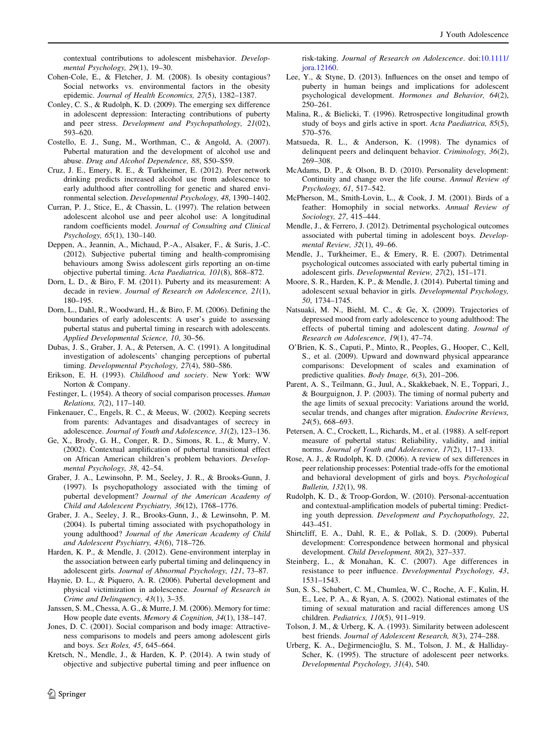contextual contributions to adolescent misbehavior. *Developmental Psychology, 29*(1), 19–30.

Cohen-Cole, E., & Fletcher, J. M. (2008). Is obesity contagious? Social networks vs. environmental factors in the obesity epidemic. *Journal of Health Economics, 27*(5), 1382–1387.

Conley, C. S., & Rudolph, K. D. (2009). The emerging sex difference in adolescent depression: Interacting contributions of puberty and peer stress. *Development and Psychopathology, 21*(02), 593–620.

Costello, E. J., Sung, M., Worthman, C., & Angold, A. (2007). Pubertal maturation and the development of alcohol use and abuse. *Drug and Alcohol Dependence, 88*, S50–S59.

Cruz, J. E., Emery, R. E., & Turkheimer, E. (2012). Peer network drinking predicts increased alcohol use from adolescence to early adulthood after controlling for genetic and shared environmental selection. *Developmental Psychology, 48*, 1390–1402.

Curran, P. J., Stice, E., & Chassin, L. (1997). The relation between adolescent alcohol use and peer alcohol use: A longitudinal random coefficients model. *Journal of Consulting and Clinical Psychology, 65*(1), 130–140.

Deppen, A., Jeannin, A., Michaud, P.-A., Alsaker, F., & Suris, J.-C. (2012). Subjective pubertal timing and health-compromising behaviours among Swiss adolescent girls reporting an on-time objective pubertal timing. *Acta Paediatrica, 101*(8), 868–872.

Dorn, L. D., & Biro, F. M. (2011). Puberty and its measurement: A decade in review. *Journal of Research on Adolescence, 21*(1), 180–195.

Dorn, L., Dahl, R., Woodward, H., & Biro, F. M. (2006). Defining the boundaries of early adolescents: A user's guide to assessing pubertal status and pubertal timing in research with adolescents. *Applied Developmental Science, 10*, 30–56.

Dubas, J. S., Graber, J. A., & Petersen, A. C. (1991). A longitudinal investigation of adolescents' changing perceptions of pubertal timing. *Developmental Psychology, 27*(4), 580–586.

Erikson, E. H. (1993). *Childhood and society*. New York: WW Norton & Company.

Festinger, L. (1954). A theory of social comparison processes. *Human Relations, 7*(2), 117–140.

Finkenauer, C., Engels, R. C., & Meeus, W. (2002). Keeping secrets from parents: Advantages and disadvantages of secrecy in adolescence. *Journal of Youth and Adolescence, 31*(2), 123–136.

Ge, X., Brody, G. H., Conger, R. D., Simons, R. L., & Murry, V. (2002). Contextual amplification of pubertal transitional effect on African American children's problem behaviors. *Developmental Psychology, 38*, 42–54.

Graber, J. A., Lewinsohn, P. M., Seeley, J. R., & Brooks-Gunn, J. (1997). Is psychopathology associated with the timing of pubertal development? *Journal of the American Academy of Child and Adolescent Psychiatry, 36*(12), 1768–1776.

Graber, J. A., Seeley, J. R., Brooks-Gunn, J., & Lewinsohn, P. M. (2004). Is pubertal timing associated with psychopathology in young adulthood? *Journal of the American Academy of Child and Adolescent Psychiatry, 43*(6), 718–726.

Harden, K. P., & Mendle, J. (2012). Gene-environment interplay in the association between early pubertal timing and delinquency in adolescent girls. *Journal of Abnormal Psychology, 121*, 73–87.

Haynie, D. L., & Piquero, A. R. (2006). Pubertal development and physical victimization in adolescence. *Journal of Research in Crime and Delinquency, 43*(1), 3–35.

Janssen, S. M., Chessa, A. G., & Murre, J. M. (2006). Memory for time: How people date events. *Memory & Cognition, 34*(1), 138–147.

Jones, D. C. (2001). Social comparison and body image: Attractiveness comparisons to models and peers among adolescent girls and boys. *Sex Roles, 45*, 645–664.

Kretsch, N., Mendle, J., & Harden, K. P. (2014). A twin study of objective and subjective pubertal timing and peer influence on risk-taking. *Journal of Research on Adolescence*. doi:10.1111/jora.12160.

Lee, Y., & Styne, D. (2013). Influences on the onset and tempo of puberty in human beings and implications for adolescent psychological development. *Hormones and Behavior, 64*(2), 250–261.

Malina, R., & Bielicki, T. (1996). Retrospective longitudinal growth study of boys and girls active in sport. *Acta Paediatrica, 85*(5), 570–576.

Matsueda, R. L., & Anderson, K. (1998). The dynamics of delinquent peers and delinquent behavior. *Criminology, 36*(2), 269–308.

McAdams, D. P., & Olson, B. D. (2010). Personality development: Continuity and change over the life course. *Annual Review of Psychology, 61*, 517–542.

McPherson, M., Smith-Lovin, L., & Cook, J. M. (2001). Birds of a feather: Homophily in social networks. *Annual Review of Sociology, 27*, 415–444.

Mendle, J., & Ferrero, J. (2012). Detrimental psychological outcomes associated with pubertal timing in adolescent boys. *Developmental Review, 32*(1), 49–66.

Mendle, J., Turkheimer, E., & Emery, R. E. (2007). Detrimental psychological outcomes associated with early pubertal timing in adolescent girls. *Developmental Review, 27*(2), 151–171.

Moore, S. R., Harden, K. P., & Mendle, J. (2014). Pubertal timing and adolescent sexual behavior in girls. *Developmental Psychology, 50*, 1734–1745.

Natsuaki, M. N., Biehl, M. C., & Ge, X. (2009). Trajectories of depressed mood from early adolescence to young adulthood: The effects of pubertal timing and adolescent dating. *Journal of Research on Adolescence, 19*(1), 47–74.

O'Brien, K. S., Caputi, P., Minto, R., Peoples, G., Hooper, C., Kell, S., et al. (2009). Upward and downward physical appearance comparisons: Development of scales and examination of predictive qualities. *Body Image, 6*(3), 201–206.

Parent, A. S., Teilmann, G., Juul, A., Skakkebaek, N. E., Toppari, J., & Bourguignon, J. P. (2003). The timing of normal puberty and the age limits of sexual precocity: Variations around the world, secular trends, and changes after migration. *Endocrine Reviews, 24*(5), 668–693.

Petersen, A. C., Crockett, L., Richards, M., et al. (1988). A self-report measure of pubertal status: Reliability, validity, and initial norms. *Journal of Youth and Adolescence, 17*(2), 117–133.

Rose, A. J., & Rudolph, K. D. (2006). A review of sex differences in peer relationship processes: Potential trade-offs for the emotional and behavioral development of girls and boys. *Psychological Bulletin, 132*(1), 98.

Rudolph, K. D., & Troop-Gordon, W. (2010). Personal-accentuation and contextual-amplification models of pubertal timing: Predicting youth depression. *Development and Psychopathology, 22*, 443–451.

Shirtcliff, E. A., Dahl, R. E., & Pollak, S. D. (2009). Pubertal development: Correspondence between hormonal and physical development. *Child Development, 80*(2), 327–337.

Steinberg, L., & Monahan, K. C. (2007). Age differences in resistance to peer influence. *Developmental Psychology, 43*, 1531–1543.

Sun, S. S., Schubert, C. M., Chumlea, W. C., Roche, A. F., Kulin, H. E., Lee, P. A., & Ryan, A. S. (2002). National estimates of the timing of sexual maturation and racial differences among US children. *Pediatrics, 110*(5), 911–919.

Tolson, J. M., & Urberg, K. A. (1993). Similarity between adolescent best friends. *Journal of Adolescent Research, 8*(3), 274–288.

Urberg, K. A., Değirmencioğlu, S. M., Tolson, J. M., & Halliday-Scher, K. (1995). The structure of adolescent peer networks. *Developmental Psychology, 31*(4), 540.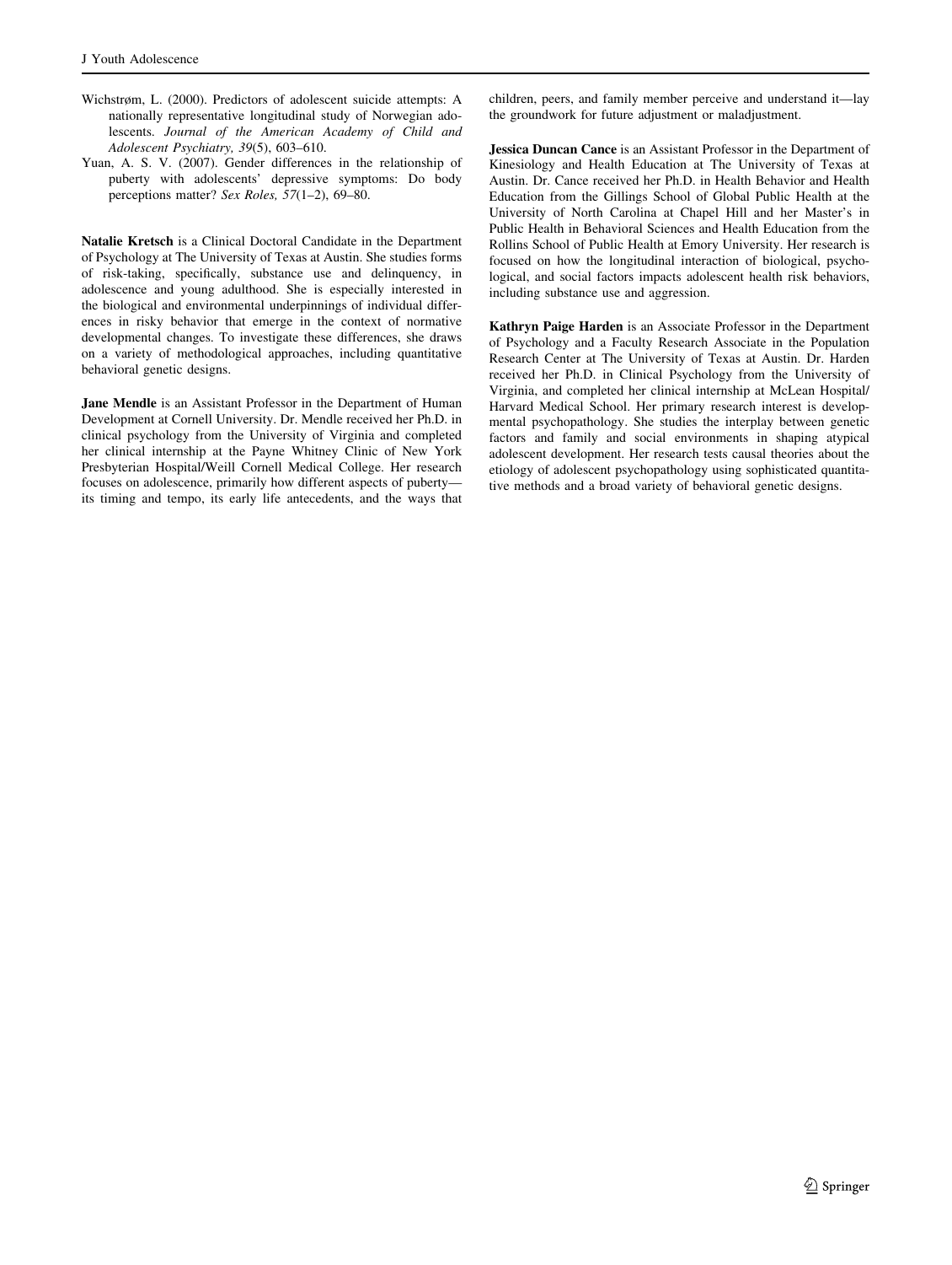Wichstrøm, L. (2000). Predictors of adolescent suicide attempts: A nationally representative longitudinal study of Norwegian adolescents. *Journal of the American Academy of Child and Adolescent Psychiatry, 39*(5), 603–610.

Yuan, A. S. V. (2007). Gender differences in the relationship of puberty with adolescents' depressive symptoms: Do body perceptions matter? *Sex Roles, 57*(1–2), 69–80.

**Natalie Kretsch** is a Clinical Doctoral Candidate in the Department of Psychology at The University of Texas at Austin. She studies forms of risk-taking, specifically, substance use and delinquency, in adolescence and young adulthood. She is especially interested in the biological and environmental underpinnings of individual differences in risky behavior that emerge in the context of normative developmental changes. To investigate these differences, she draws on a variety of methodological approaches, including quantitative behavioral genetic designs.

**Jane Mendle** is an Assistant Professor in the Department of Human Development at Cornell University. Dr. Mendle received her Ph.D. in clinical psychology from the University of Virginia and completed her clinical internship at the Payne Whitney Clinic of New York Presbyterian Hospital/Weill Cornell Medical College. Her research focuses on adolescence, primarily how different aspects of puberty—its timing and tempo, its early life antecedents, and the ways that children, peers, and family member perceive and understand it—lay the groundwork for future adjustment or maladjustment.

**Jessica Duncan Cance** is an Assistant Professor in the Department of Kinesiology and Health Education at The University of Texas at Austin. Dr. Cance received her Ph.D. in Health Behavior and Health Education from the Gillings School of Global Public Health at the University of North Carolina at Chapel Hill and her Master's in Public Health in Behavioral Sciences and Health Education from the Rollins School of Public Health at Emory University. Her research is focused on how the longitudinal interaction of biological, psychological, and social factors impacts adolescent health risk behaviors, including substance use and aggression.

**Kathryn Paige Harden** is an Associate Professor in the Department of Psychology and a Faculty Research Associate in the Population Research Center at The University of Texas at Austin. Dr. Harden received her Ph.D. in Clinical Psychology from the University of Virginia, and completed her clinical internship at McLean Hospital/Harvard Medical School. Her primary research interest is developmental psychopathology. She studies the interplay between genetic factors and family and social environments in shaping atypical adolescent development. Her research tests causal theories about the etiology of adolescent psychopathology using sophisticated quantitative methods and a broad variety of behavioral genetic designs.